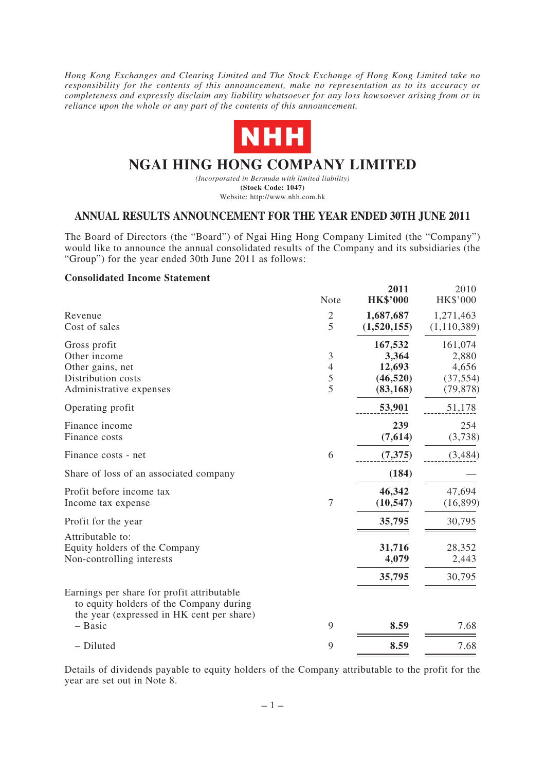*Hong Kong Exchanges and Clearing Limited and The Stock Exchange of Hong Kong Limited take no responsibility for the contents of this announcement, make no representation as to its accuracy or completeness and expressly disclaim any liability whatsoever for any loss howsoever arising from or in reliance upon the whole or any part of the contents of this announcement.*

**NHH**

# NGAI HING HONG COMPANY LIMITED

*(Incorporated in Bermuda with limited liability)*

**(Stock Code: 1047)**

Website: http://www.nhh.com.hk

## ANNUAL RESULTS ANNOUNCEMENT FOR THE YEAR ENDED 30TH JUNE 2011

The Board of Directors (the "Board") of Ngai Hing Hong Company Limited (the "Company") would like to announce the annual consolidated results of the Company and its subsidiaries (the "Group") for the year ended 30th June 2011 as follows:

**Consolidated Income Statement**

| | Note | **2011 HK$'000** | 2010 HK$'000 |
|---|---|---|---|
| Revenue | 2 | **1,687,687** | 1,271,463 |
| Cost of sales | 5 | **(1,520,155)** | (1,110,389) |
| Gross profit | | **167,532** | 161,074 |
| Other income | 3 | **3,364** | 2,880 |
| Other gains, net | 4 | **12,693** | 4,656 |
| Distribution costs | 5 | **(46,520)** | (37,554) |
| Administrative expenses | 5 | **(83,168)** | (79,878) |
| Operating profit | | **53,901** | 51,178 |
| Finance income | | **239** | 254 |
| Finance costs | | **(7,614)** | (3,738) |
| Finance costs - net | 6 | **(7,375)** | (3,484) |
| Share of loss of an associated company | | **(184)** | — |
| Profit before income tax | | **46,342** | 47,694 |
| Income tax expense | 7 | **(10,547)** | (16,899) |
| Profit for the year | | **35,795** | 30,795 |
| Attributable to: | | | |
| Equity holders of the Company | | **31,716** | 28,352 |
| Non-controlling interests | | **4,079** | 2,443 |
| | | **35,795** | 30,795 |
| Earnings per share for profit attributable to equity holders of the Company during the year (expressed in HK cent per share) | | | |
| – Basic | 9 | **8.59** | 7.68 |
| – Diluted | 9 | **8.59** | 7.68 |

Details of dividends payable to equity holders of the Company attributable to the profit for the year are set out in Note 8.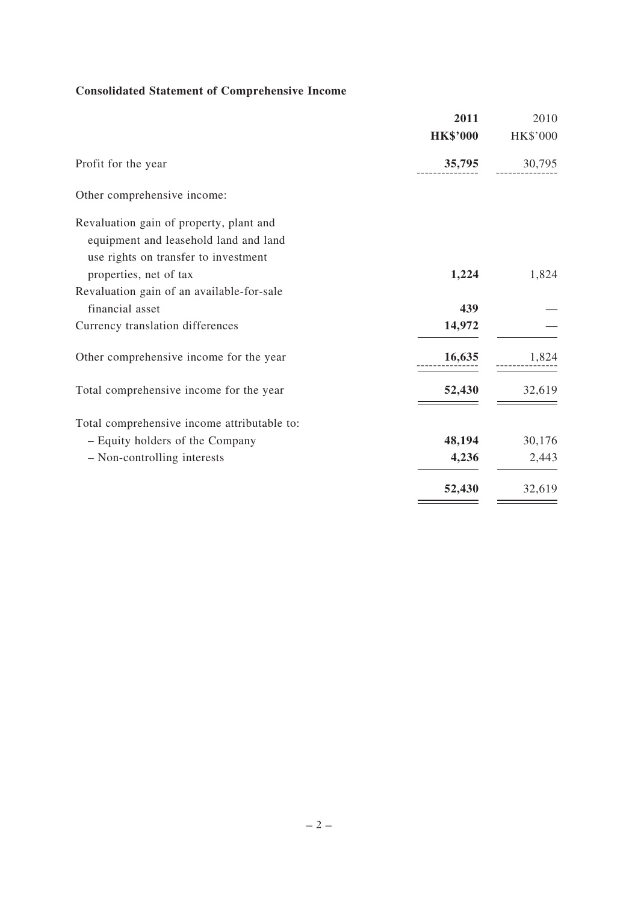## Consolidated Statement of Comprehensive Income

| | **2011** | 2010 |
|---|---|---|
| | **HK$'000** | HK$'000 |
| Profit for the year | **35,795** | 30,795 |
| Other comprehensive income: | | |
| Revaluation gain of property, plant and equipment and leasehold land and land use rights on transfer to investment properties, net of tax | **1,224** | 1,824 |
| Revaluation gain of an available-for-sale financial asset | **439** | — |
| Currency translation differences | **14,972** | — |
| Other comprehensive income for the year | **16,635** | 1,824 |
| Total comprehensive income for the year | **52,430** | 32,619 |
| Total comprehensive income attributable to: | | |
| – Equity holders of the Company | **48,194** | 30,176 |
| – Non-controlling interests | **4,236** | 2,443 |
| | **52,430** | 32,619 |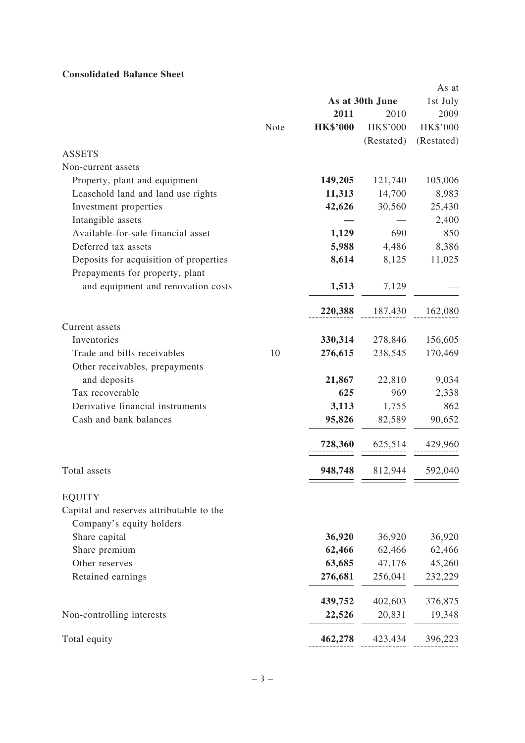**Consolidated Balance Sheet**

| | Note | As at 30th June 2011 HK$'000 | As at 30th June 2010 HK$'000 (Restated) | As at 1st July 2009 HK$'000 (Restated) |
|---|---|---|---|---|
| ASSETS | | | | |
| Non-current assets | | | | |
| Property, plant and equipment | | **149,205** | 121,740 | 105,006 |
| Leasehold land and land use rights | | **11,313** | 14,700 | 8,983 |
| Investment properties | | **42,626** | 30,560 | 25,430 |
| Intangible assets | | **—** | — | 2,400 |
| Available-for-sale financial asset | | **1,129** | 690 | 850 |
| Deferred tax assets | | **5,988** | 4,486 | 8,386 |
| Deposits for acquisition of properties | | **8,614** | 8,125 | 11,025 |
| Prepayments for property, plant and equipment and renovation costs | | **1,513** | 7,129 | — |
| | | **220,388** | 187,430 | 162,080 |
| Current assets | | | | |
| Inventories | | **330,314** | 278,846 | 156,605 |
| Trade and bills receivables | 10 | **276,615** | 238,545 | 170,469 |
| Other receivables, prepayments and deposits | | **21,867** | 22,810 | 9,034 |
| Tax recoverable | | **625** | 969 | 2,338 |
| Derivative financial instruments | | **3,113** | 1,755 | 862 |
| Cash and bank balances | | **95,826** | 82,589 | 90,652 |
| | | **728,360** | 625,514 | 429,960 |
| Total assets | | **948,748** | 812,944 | 592,040 |
| EQUITY | | | | |
| Capital and reserves attributable to the Company's equity holders | | | | |
| Share capital | | **36,920** | 36,920 | 36,920 |
| Share premium | | **62,466** | 62,466 | 62,466 |
| Other reserves | | **63,685** | 47,176 | 45,260 |
| Retained earnings | | **276,681** | 256,041 | 232,229 |
| | | **439,752** | 402,603 | 376,875 |
| Non-controlling interests | | **22,526** | 20,831 | 19,348 |
| Total equity | | **462,278** | 423,434 | 396,223 |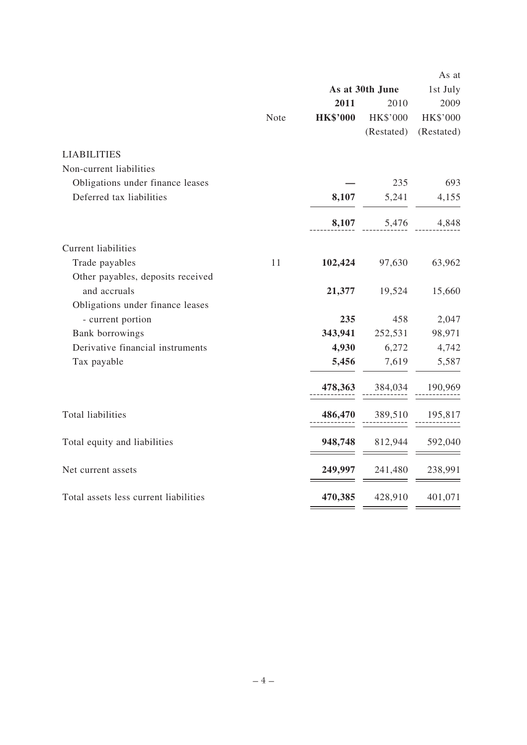| | Note | As at 30th June 2011 HK$'000 | As at 30th June 2010 HK$'000 (Restated) | As at 1st July 2009 HK$'000 (Restated) |
|---|---|---|---|---|
| **LIABILITIES** | | | | |
| Non-current liabilities | | | | |
| Obligations under finance leases | | **—** | 235 | 693 |
| Deferred tax liabilities | | **8,107** | 5,241 | 4,155 |
| | | **8,107** | 5,476 | 4,848 |
| Current liabilities | | | | |
| Trade payables | 11 | **102,424** | 97,630 | 63,962 |
| Other payables, deposits received and accruals | | **21,377** | 19,524 | 15,660 |
| Obligations under finance leases - current portion | | **235** | 458 | 2,047 |
| Bank borrowings | | **343,941** | 252,531 | 98,971 |
| Derivative financial instruments | | **4,930** | 6,272 | 4,742 |
| Tax payable | | **5,456** | 7,619 | 5,587 |
| | | **478,363** | 384,034 | 190,969 |
| Total liabilities | | **486,470** | 389,510 | 195,817 |
| Total equity and liabilities | | **948,748** | 812,944 | 592,040 |
| Net current assets | | **249,997** | 241,480 | 238,991 |
| Total assets less current liabilities | | **470,385** | 428,910 | 401,071 |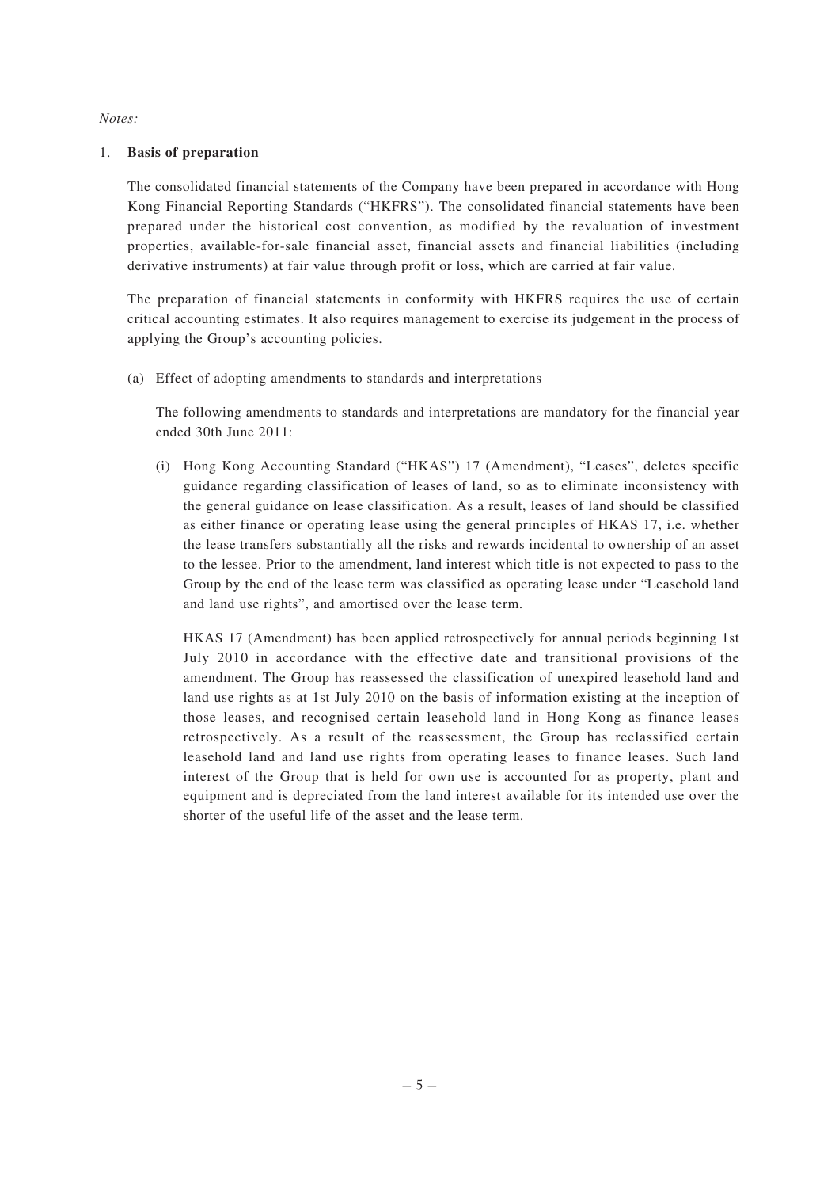*Notes:*

1. **Basis of preparation**

   The consolidated financial statements of the Company have been prepared in accordance with Hong Kong Financial Reporting Standards ("HKFRS"). The consolidated financial statements have been prepared under the historical cost convention, as modified by the revaluation of investment properties, available-for-sale financial asset, financial assets and financial liabilities (including derivative instruments) at fair value through profit or loss, which are carried at fair value.

   The preparation of financial statements in conformity with HKFRS requires the use of certain critical accounting estimates. It also requires management to exercise its judgement in the process of applying the Group's accounting policies.

   (a) Effect of adopting amendments to standards and interpretations

   The following amendments to standards and interpretations are mandatory for the financial year ended 30th June 2011:

   (i) Hong Kong Accounting Standard ("HKAS") 17 (Amendment), "Leases", deletes specific guidance regarding classification of leases of land, so as to eliminate inconsistency with the general guidance on lease classification. As a result, leases of land should be classified as either finance or operating lease using the general principles of HKAS 17, i.e. whether the lease transfers substantially all the risks and rewards incidental to ownership of an asset to the lessee. Prior to the amendment, land interest which title is not expected to pass to the Group by the end of the lease term was classified as operating lease under "Leasehold land and land use rights", and amortised over the lease term.

   HKAS 17 (Amendment) has been applied retrospectively for annual periods beginning 1st July 2010 in accordance with the effective date and transitional provisions of the amendment. The Group has reassessed the classification of unexpired leasehold land and land use rights as at 1st July 2010 on the basis of information existing at the inception of those leases, and recognised certain leasehold land in Hong Kong as finance leases retrospectively. As a result of the reassessment, the Group has reclassified certain leasehold land and land use rights from operating leases to finance leases. Such land interest of the Group that is held for own use is accounted for as property, plant and equipment and is depreciated from the land interest available for its intended use over the shorter of the useful life of the asset and the lease term.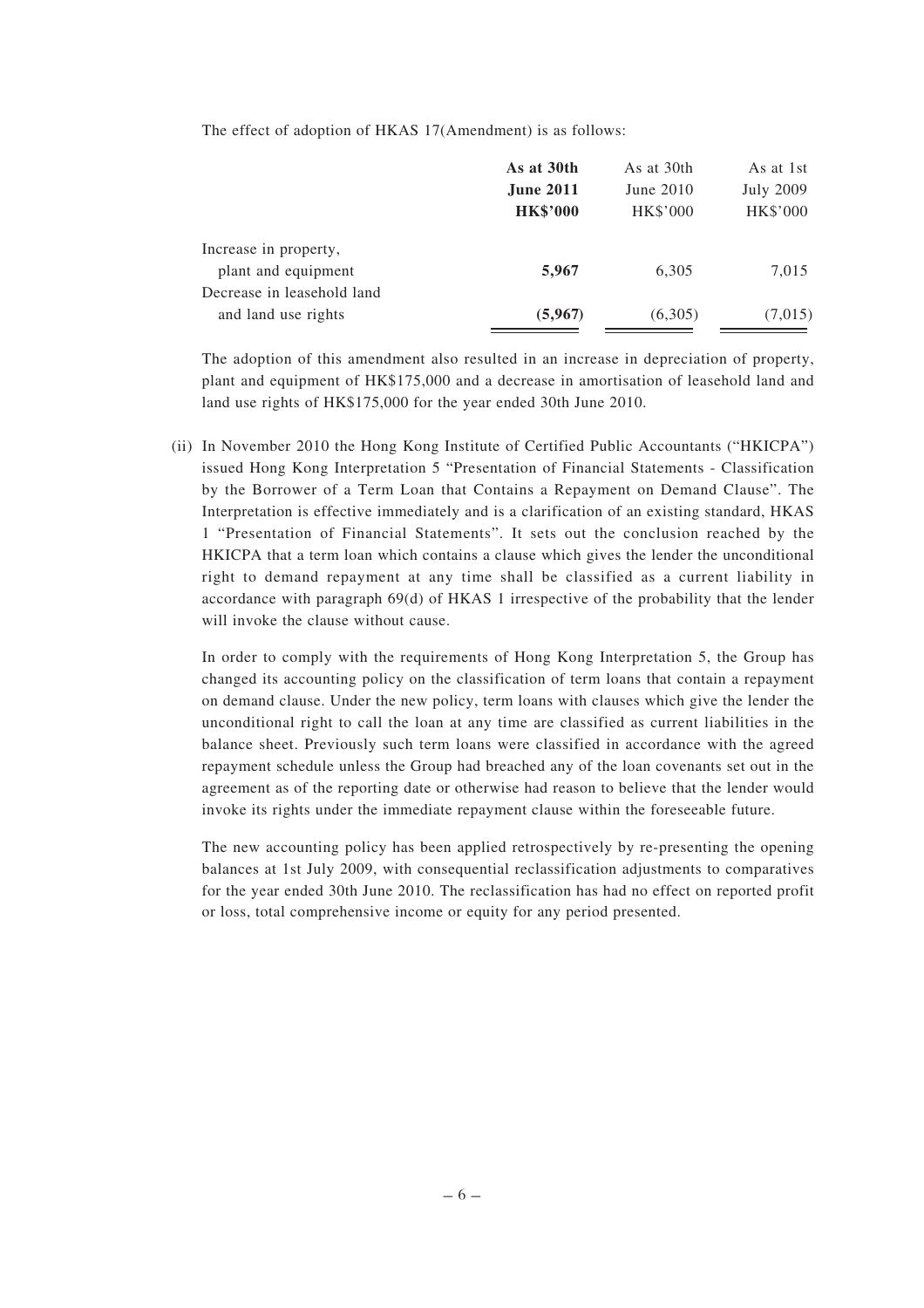The effect of adoption of HKAS 17(Amendment) is as follows:

| | **As at 30th June 2011 HK$'000** | As at 30th June 2010 HK$'000 | As at 1st July 2009 HK$'000 |
|---|---|---|---|
| Increase in property, plant and equipment | **5,967** | 6,305 | 7,015 |
| Decrease in leasehold land and land use rights | **(5,967)** | (6,305) | (7,015) |

The adoption of this amendment also resulted in an increase in depreciation of property, plant and equipment of HK$175,000 and a decrease in amortisation of leasehold land and land use rights of HK$175,000 for the year ended 30th June 2010.

(ii) In November 2010 the Hong Kong Institute of Certified Public Accountants ("HKICPA") issued Hong Kong Interpretation 5 "Presentation of Financial Statements - Classification by the Borrower of a Term Loan that Contains a Repayment on Demand Clause". The Interpretation is effective immediately and is a clarification of an existing standard, HKAS 1 "Presentation of Financial Statements". It sets out the conclusion reached by the HKICPA that a term loan which contains a clause which gives the lender the unconditional right to demand repayment at any time shall be classified as a current liability in accordance with paragraph 69(d) of HKAS 1 irrespective of the probability that the lender will invoke the clause without cause.

In order to comply with the requirements of Hong Kong Interpretation 5, the Group has changed its accounting policy on the classification of term loans that contain a repayment on demand clause. Under the new policy, term loans with clauses which give the lender the unconditional right to call the loan at any time are classified as current liabilities in the balance sheet. Previously such term loans were classified in accordance with the agreed repayment schedule unless the Group had breached any of the loan covenants set out in the agreement as of the reporting date or otherwise had reason to believe that the lender would invoke its rights under the immediate repayment clause within the foreseeable future.

The new accounting policy has been applied retrospectively by re-presenting the opening balances at 1st July 2009, with consequential reclassification adjustments to comparatives for the year ended 30th June 2010. The reclassification has had no effect on reported profit or loss, total comprehensive income or equity for any period presented.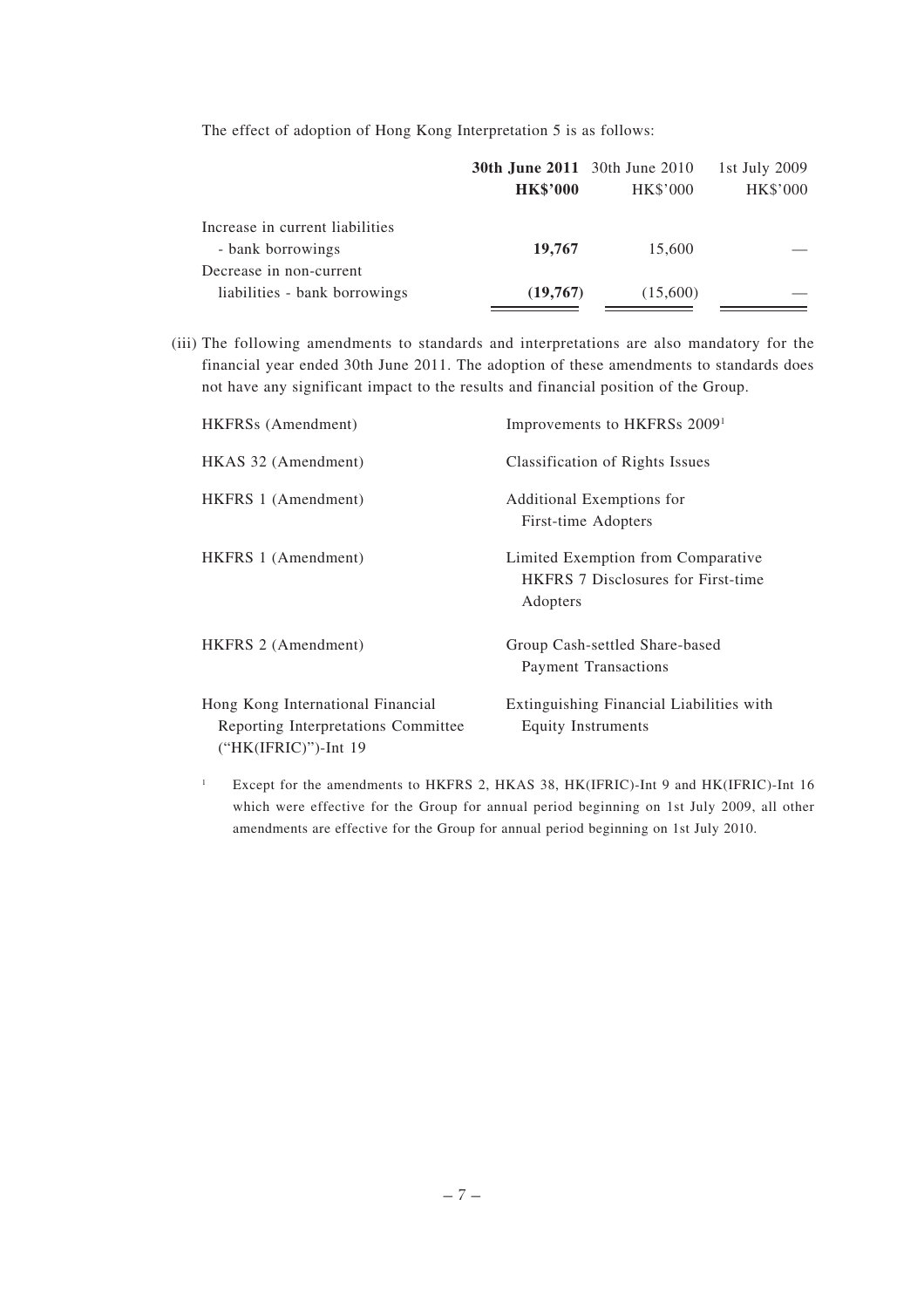The effect of adoption of Hong Kong Interpretation 5 is as follows:

| | **30th June 2011** | 30th June 2010 | 1st July 2009 |
|---|---|---|---|
| | **HK$'000** | HK$'000 | HK$'000 |
| Increase in current liabilities - bank borrowings | **19,767** | 15,600 | — |
| Decrease in non-current liabilities - bank borrowings | **(19,767)** | (15,600) | — |

(iii) The following amendments to standards and interpretations are also mandatory for the financial year ended 30th June 2011. The adoption of these amendments to standards does not have any significant impact to the results and financial position of the Group.

| | |
|---|---|
| HKFRSs (Amendment) | Improvements to HKFRSs 2009[1] |
| HKAS 32 (Amendment) | Classification of Rights Issues |
| HKFRS 1 (Amendment) | Additional Exemptions for First-time Adopters |
| HKFRS 1 (Amendment) | Limited Exemption from Comparative HKFRS 7 Disclosures for First-time Adopters |
| HKFRS 2 (Amendment) | Group Cash-settled Share-based Payment Transactions |
| Hong Kong International Financial Reporting Interpretations Committee ("HK(IFRIC)")-Int 19 | Extinguishing Financial Liabilities with Equity Instruments |

[1] Except for the amendments to HKFRS 2, HKAS 38, HK(IFRIC)-Int 9 and HK(IFRIC)-Int 16 which were effective for the Group for annual period beginning on 1st July 2009, all other amendments are effective for the Group for annual period beginning on 1st July 2010.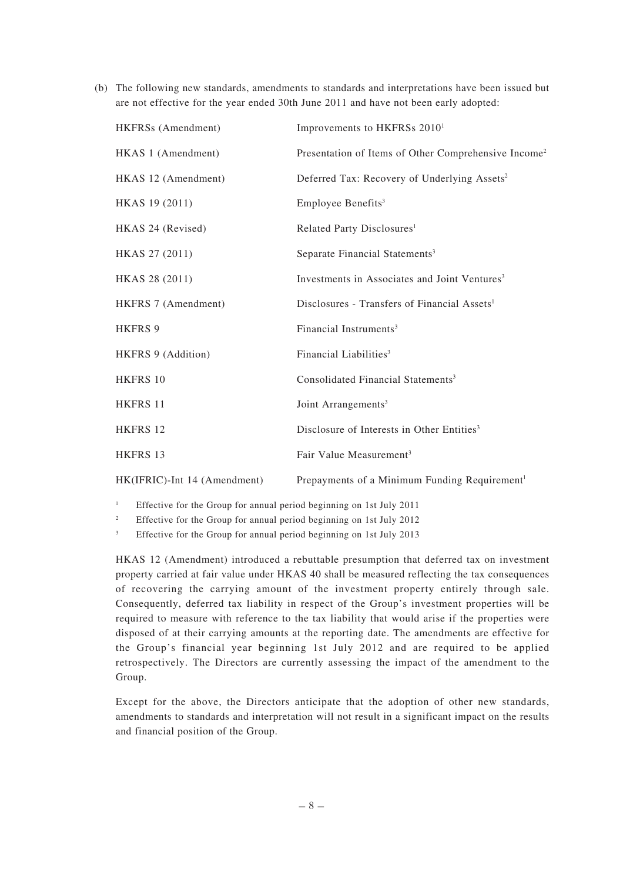(b) The following new standards, amendments to standards and interpretations have been issued but are not effective for the year ended 30th June 2011 and have not been early adopted:

| | |
|---|---|
| HKFRSs (Amendment) | Improvements to HKFRSs 2010[1] |
| HKAS 1 (Amendment) | Presentation of Items of Other Comprehensive Income[2] |
| HKAS 12 (Amendment) | Deferred Tax: Recovery of Underlying Assets[2] |
| HKAS 19 (2011) | Employee Benefits[3] |
| HKAS 24 (Revised) | Related Party Disclosures[1] |
| HKAS 27 (2011) | Separate Financial Statements[3] |
| HKAS 28 (2011) | Investments in Associates and Joint Ventures[3] |
| HKFRS 7 (Amendment) | Disclosures - Transfers of Financial Assets[1] |
| HKFRS 9 | Financial Instruments[3] |
| HKFRS 9 (Addition) | Financial Liabilities[3] |
| HKFRS 10 | Consolidated Financial Statements[3] |
| HKFRS 11 | Joint Arrangements[3] |
| HKFRS 12 | Disclosure of Interests in Other Entities[3] |
| HKFRS 13 | Fair Value Measurement[3] |
| HK(IFRIC)-Int 14 (Amendment) | Prepayments of a Minimum Funding Requirement[1] |

[1] Effective for the Group for annual period beginning on 1st July 2011

[2] Effective for the Group for annual period beginning on 1st July 2012

[3] Effective for the Group for annual period beginning on 1st July 2013

HKAS 12 (Amendment) introduced a rebuttable presumption that deferred tax on investment property carried at fair value under HKAS 40 shall be measured reflecting the tax consequences of recovering the carrying amount of the investment property entirely through sale. Consequently, deferred tax liability in respect of the Group's investment properties will be required to measure with reference to the tax liability that would arise if the properties were disposed of at their carrying amounts at the reporting date. The amendments are effective for the Group's financial year beginning 1st July 2012 and are required to be applied retrospectively. The Directors are currently assessing the impact of the amendment to the Group.

Except for the above, the Directors anticipate that the adoption of other new standards, amendments to standards and interpretation will not result in a significant impact on the results and financial position of the Group.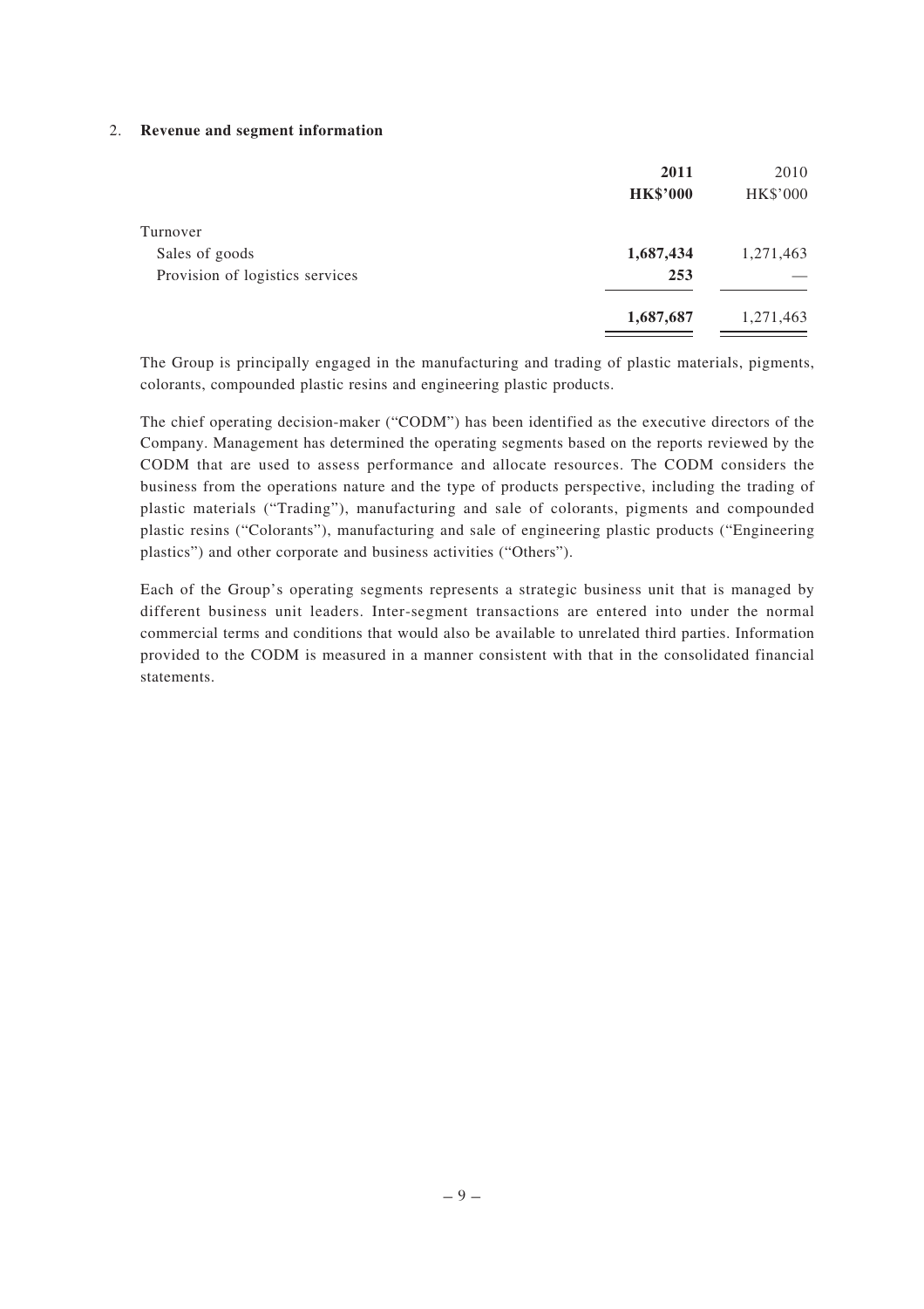## 2. Revenue and segment information

| | **2011** | 2010 |
|---|---|---|
| | **HK$'000** | HK$'000 |
| Turnover | | |
| Sales of goods | **1,687,434** | 1,271,463 |
| Provision of logistics services | **253** | — |
| | **1,687,687** | 1,271,463 |

The Group is principally engaged in the manufacturing and trading of plastic materials, pigments, colorants, compounded plastic resins and engineering plastic products.

The chief operating decision-maker ("CODM") has been identified as the executive directors of the Company. Management has determined the operating segments based on the reports reviewed by the CODM that are used to assess performance and allocate resources. The CODM considers the business from the operations nature and the type of products perspective, including the trading of plastic materials ("Trading"), manufacturing and sale of colorants, pigments and compounded plastic resins ("Colorants"), manufacturing and sale of engineering plastic products ("Engineering plastics") and other corporate and business activities ("Others").

Each of the Group's operating segments represents a strategic business unit that is managed by different business unit leaders. Inter-segment transactions are entered into under the normal commercial terms and conditions that would also be available to unrelated third parties. Information provided to the CODM is measured in a manner consistent with that in the consolidated financial statements.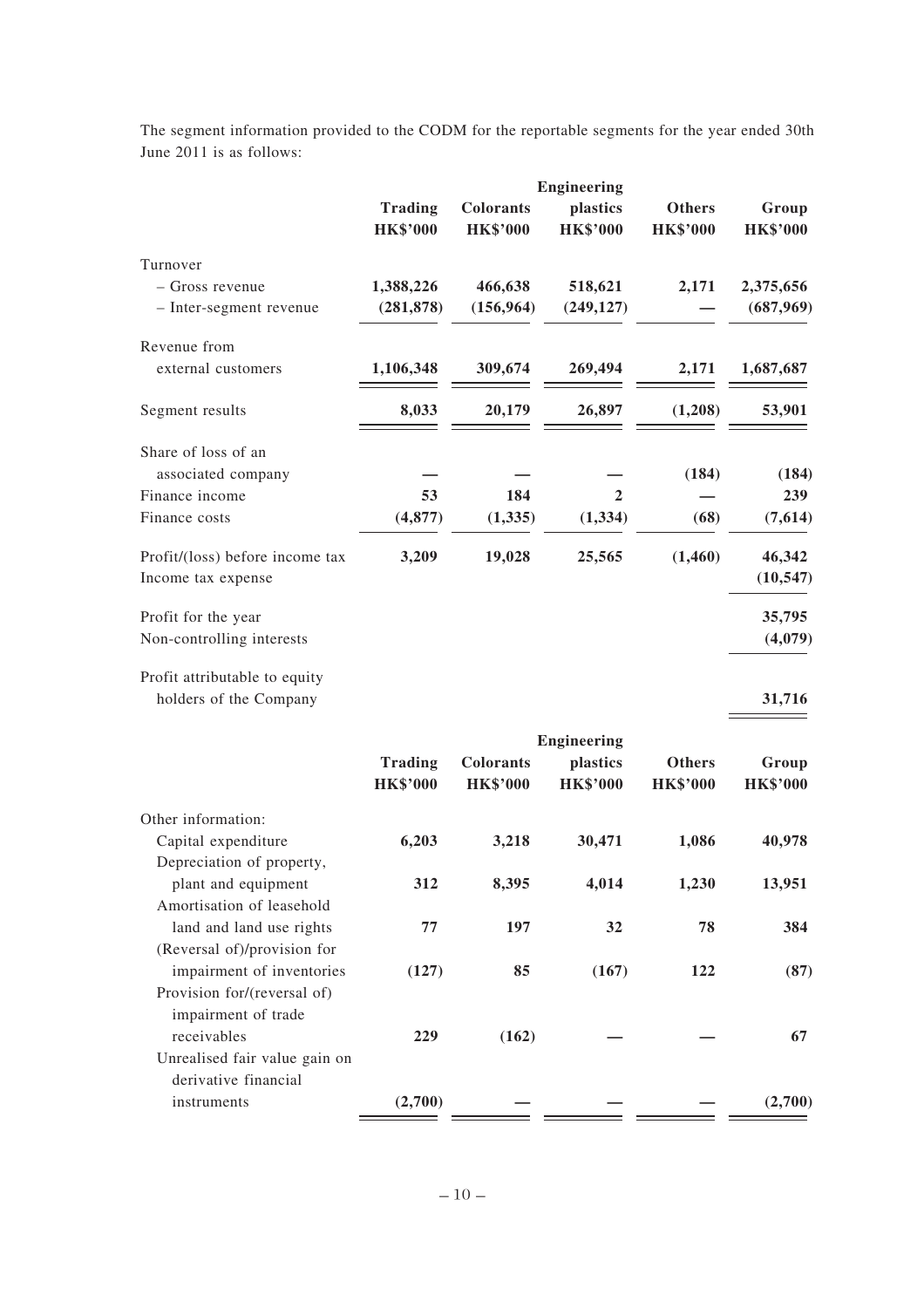The segment information provided to the CODM for the reportable segments for the year ended 30th June 2011 is as follows:

| | Trading | Colorants | Engineering plastics | Others | Group |
|---|---|---|---|---|---|
| | HK$'000 | HK$'000 | HK$'000 | HK$'000 | HK$'000 |
| Turnover | | | | | |
| – Gross revenue | **1,388,226** | **466,638** | **518,621** | **2,171** | **2,375,656** |
| – Inter-segment revenue | **(281,878)** | **(156,964)** | **(249,127)** | **—** | **(687,969)** |
| Revenue from external customers | **1,106,348** | **309,674** | **269,494** | **2,171** | **1,687,687** |
| Segment results | **8,033** | **20,179** | **26,897** | **(1,208)** | **53,901** |
| Share of loss of an associated company | **—** | **—** | **—** | **(184)** | **(184)** |
| Finance income | **53** | **184** | **2** | **—** | **239** |
| Finance costs | **(4,877)** | **(1,335)** | **(1,334)** | **(68)** | **(7,614)** |
| Profit/(loss) before income tax | **3,209** | **19,028** | **25,565** | **(1,460)** | **46,342** |
| Income tax expense | | | | | **(10,547)** |
| Profit for the year | | | | | **35,795** |
| Non-controlling interests | | | | | **(4,079)** |
| Profit attributable to equity holders of the Company | | | | | **31,716** |

| | Trading | Colorants | Engineering plastics | Others | Group |
|---|---|---|---|---|---|
| | HK$'000 | HK$'000 | HK$'000 | HK$'000 | HK$'000 |
| Other information: | | | | | |
| Capital expenditure | **6,203** | **3,218** | **30,471** | **1,086** | **40,978** |
| Depreciation of property, plant and equipment | **312** | **8,395** | **4,014** | **1,230** | **13,951** |
| Amortisation of leasehold land and land use rights | **77** | **197** | **32** | **78** | **384** |
| (Reversal of)/provision for impairment of inventories | **(127)** | **85** | **(167)** | **122** | **(87)** |
| Provision for/(reversal of) impairment of trade receivables | **229** | **(162)** | **—** | **—** | **67** |
| Unrealised fair value gain on derivative financial instruments | **(2,700)** | **—** | **—** | **—** | **(2,700)** |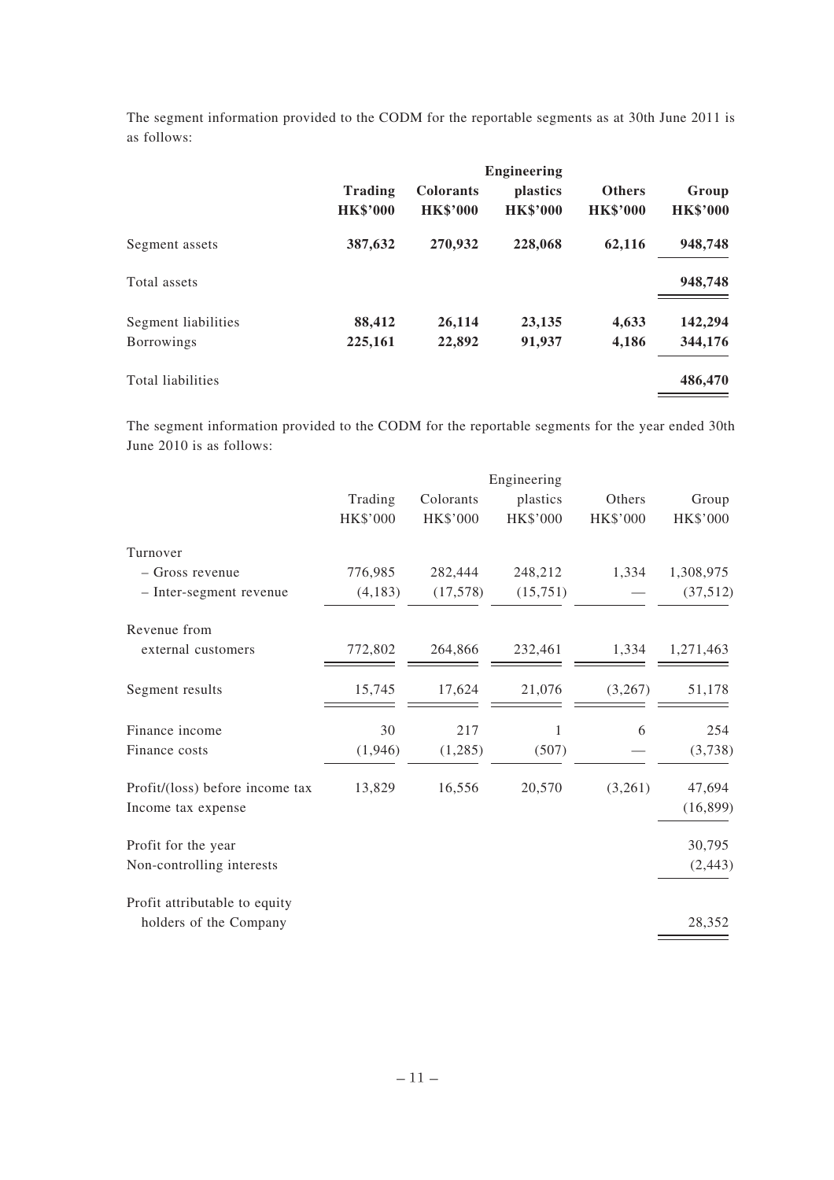The segment information provided to the CODM for the reportable segments as at 30th June 2011 is as follows:

| | **Trading** | **Colorants** | **Engineering plastics** | **Others** | **Group** |
|---|---|---|---|---|---|
| | **HK$'000** | **HK$'000** | **HK$'000** | **HK$'000** | **HK$'000** |
| Segment assets | **387,632** | **270,932** | **228,068** | **62,116** | **948,748** |
| Total assets | | | | | **948,748** |
| Segment liabilities | **88,412** | **26,114** | **23,135** | **4,633** | **142,294** |
| Borrowings | **225,161** | **22,892** | **91,937** | **4,186** | **344,176** |
| Total liabilities | | | | | **486,470** |

The segment information provided to the CODM for the reportable segments for the year ended 30th June 2010 is as follows:

| | Trading | Colorants | Engineering plastics | Others | Group |
|---|---|---|---|---|---|
| | HK$'000 | HK$'000 | HK$'000 | HK$'000 | HK$'000 |
| Turnover | | | | | |
| – Gross revenue | 776,985 | 282,444 | 248,212 | 1,334 | 1,308,975 |
| – Inter-segment revenue | (4,183) | (17,578) | (15,751) | — | (37,512) |
| Revenue from external customers | 772,802 | 264,866 | 232,461 | 1,334 | 1,271,463 |
| Segment results | 15,745 | 17,624 | 21,076 | (3,267) | 51,178 |
| Finance income | 30 | 217 | 1 | 6 | 254 |
| Finance costs | (1,946) | (1,285) | (507) | — | (3,738) |
| Profit/(loss) before income tax | 13,829 | 16,556 | 20,570 | (3,261) | 47,694 |
| Income tax expense | | | | | (16,899) |
| Profit for the year | | | | | 30,795 |
| Non-controlling interests | | | | | (2,443) |
| Profit attributable to equity holders of the Company | | | | | 28,352 |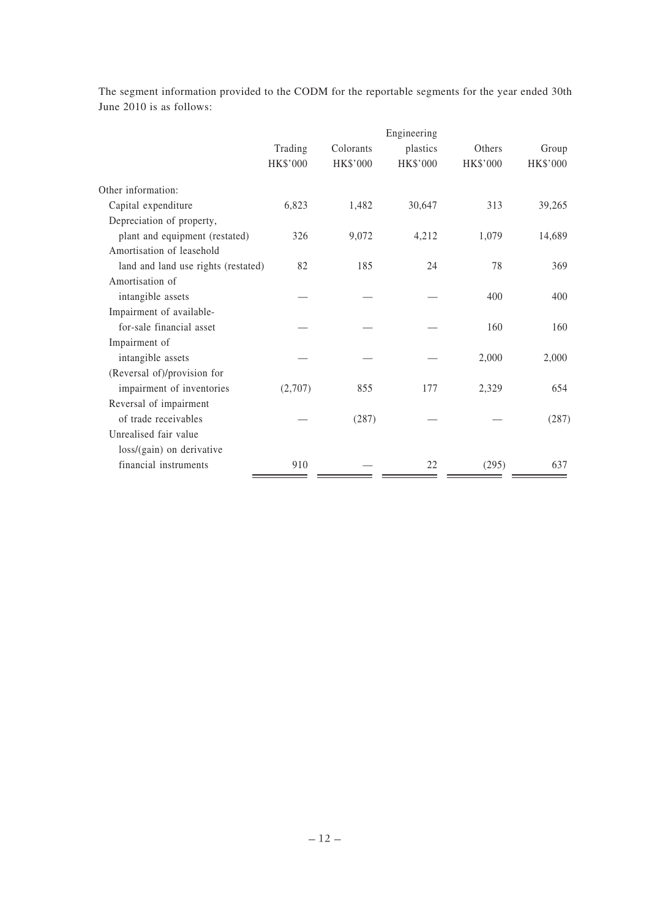The segment information provided to the CODM for the reportable segments for the year ended 30th June 2010 is as follows:

| | Trading | Colorants | Engineering plastics | Others | Group |
|---|---|---|---|---|---|
| | HK$'000 | HK$'000 | HK$'000 | HK$'000 | HK$'000 |
| Other information: | | | | | |
| Capital expenditure | 6,823 | 1,482 | 30,647 | 313 | 39,265 |
| Depreciation of property, plant and equipment (restated) | 326 | 9,072 | 4,212 | 1,079 | 14,689 |
| Amortisation of leasehold land and land use rights (restated) | 82 | 185 | 24 | 78 | 369 |
| Amortisation of intangible assets | — | — | — | 400 | 400 |
| Impairment of available-for-sale financial asset | — | — | — | 160 | 160 |
| Impairment of intangible assets | — | — | — | 2,000 | 2,000 |
| (Reversal of)/provision for impairment of inventories | (2,707) | 855 | 177 | 2,329 | 654 |
| Reversal of impairment of trade receivables | — | (287) | — | — | (287) |
| Unrealised fair value loss/(gain) on derivative financial instruments | 910 | — | 22 | (295) | 637 |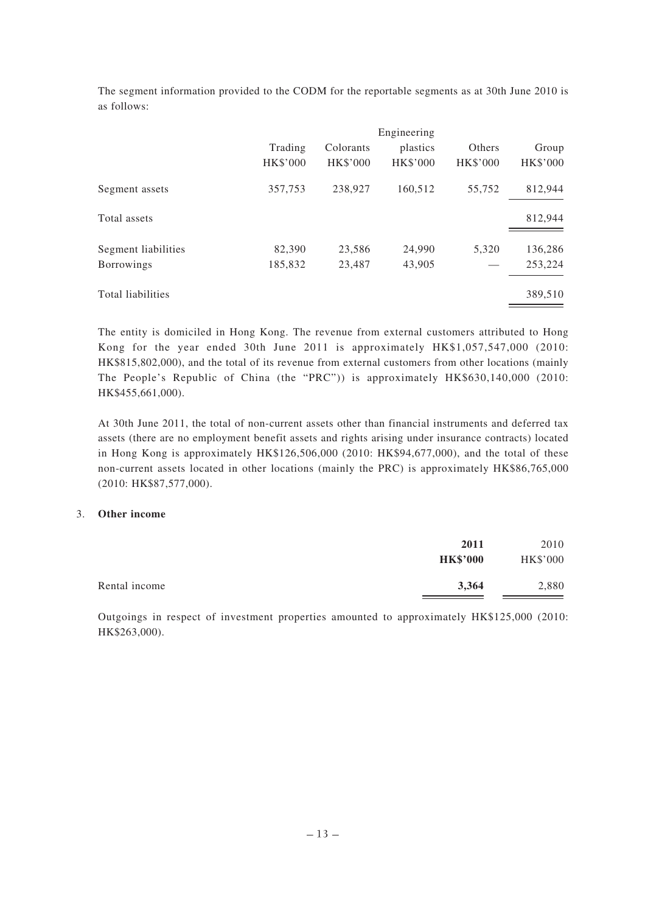The segment information provided to the CODM for the reportable segments as at 30th June 2010 is as follows:

| | Trading | Colorants | Engineering plastics | Others | Group |
|---|---|---|---|---|---|
| | HK$'000 | HK$'000 | HK$'000 | HK$'000 | HK$'000 |
| Segment assets | 357,753 | 238,927 | 160,512 | 55,752 | 812,944 |
| Total assets | | | | | 812,944 |
| Segment liabilities | 82,390 | 23,586 | 24,990 | 5,320 | 136,286 |
| Borrowings | 185,832 | 23,487 | 43,905 | — | 253,224 |
| Total liabilities | | | | | 389,510 |

The entity is domiciled in Hong Kong. The revenue from external customers attributed to Hong Kong for the year ended 30th June 2011 is approximately HK$1,057,547,000 (2010: HK$815,802,000), and the total of its revenue from external customers from other locations (mainly The People's Republic of China (the "PRC")) is approximately HK$630,140,000 (2010: HK$455,661,000).

At 30th June 2011, the total of non-current assets other than financial instruments and deferred tax assets (there are no employment benefit assets and rights arising under insurance contracts) located in Hong Kong is approximately HK$126,506,000 (2010: HK$94,677,000), and the total of these non-current assets located in other locations (mainly the PRC) is approximately HK$86,765,000 (2010: HK$87,577,000).

## 3. Other income

| | **2011** | 2010 |
|---|---|---|
| | **HK$'000** | HK$'000 |
| Rental income | **3,364** | 2,880 |

Outgoings in respect of investment properties amounted to approximately HK$125,000 (2010: HK$263,000).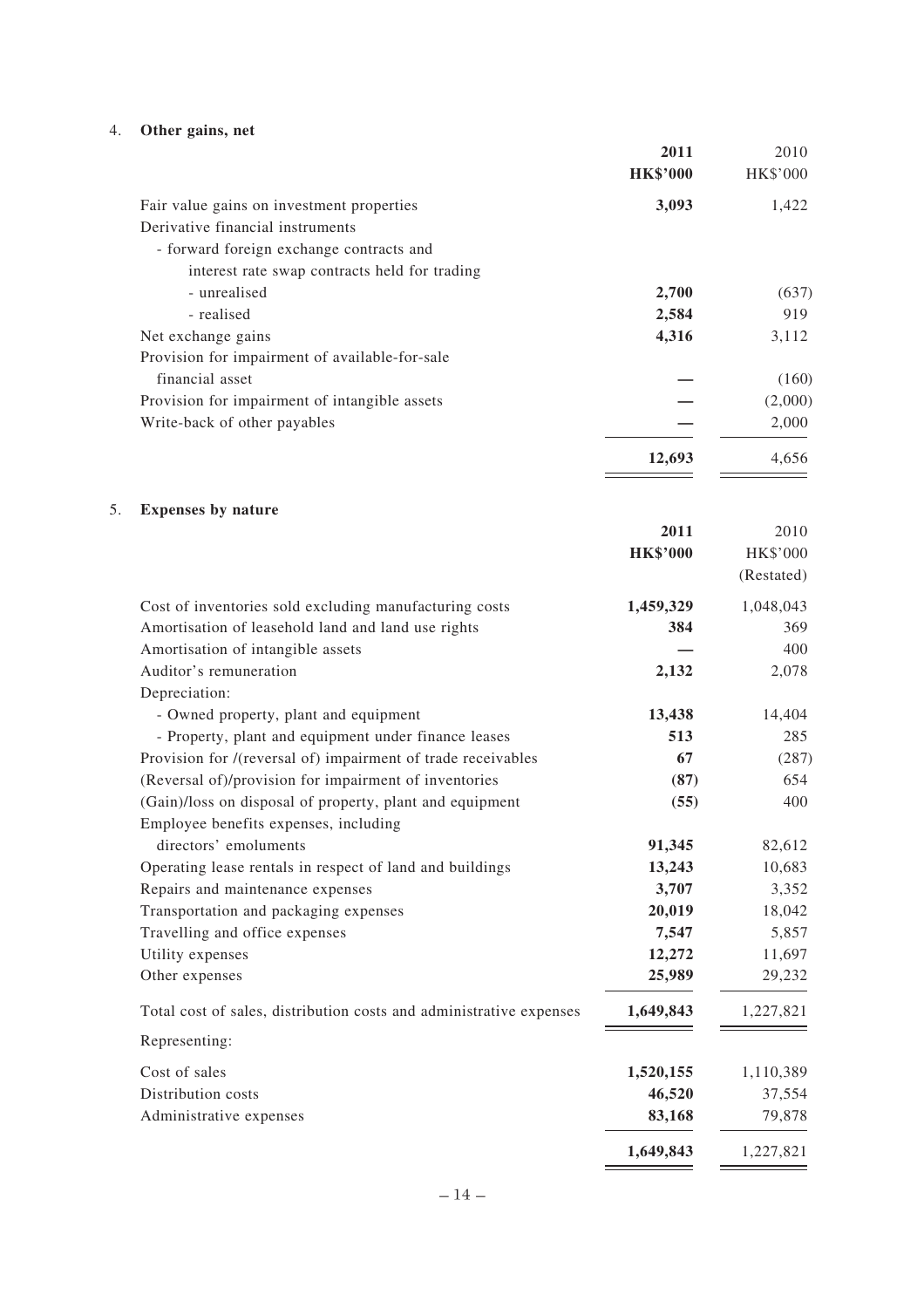## 4. Other gains, net

| | **2011** | 2010 |
|---|---|---|
| | **HK$'000** | HK$'000 |
| Fair value gains on investment properties | **3,093** | 1,422 |
| Derivative financial instruments | | |
| - forward foreign exchange contracts and interest rate swap contracts held for trading | | |
| - unrealised | **2,700** | (637) |
| - realised | **2,584** | 919 |
| Net exchange gains | **4,316** | 3,112 |
| Provision for impairment of available-for-sale financial asset | **—** | (160) |
| Provision for impairment of intangible assets | **—** | (2,000) |
| Write-back of other payables | **—** | 2,000 |
| | **12,693** | 4,656 |

## 5. Expenses by nature

| | **2011** | 2010 |
|---|---|---|
| | **HK$'000** | HK$'000 |
| | | (Restated) |
| Cost of inventories sold excluding manufacturing costs | **1,459,329** | 1,048,043 |
| Amortisation of leasehold land and land use rights | **384** | 369 |
| Amortisation of intangible assets | **—** | 400 |
| Auditor's remuneration | **2,132** | 2,078 |
| Depreciation: | | |
| - Owned property, plant and equipment | **13,438** | 14,404 |
| - Property, plant and equipment under finance leases | **513** | 285 |
| Provision for /(reversal of) impairment of trade receivables | **67** | (287) |
| (Reversal of)/provision for impairment of inventories | **(87)** | 654 |
| (Gain)/loss on disposal of property, plant and equipment | **(55)** | 400 |
| Employee benefits expenses, including directors' emoluments | **91,345** | 82,612 |
| Operating lease rentals in respect of land and buildings | **13,243** | 10,683 |
| Repairs and maintenance expenses | **3,707** | 3,352 |
| Transportation and packaging expenses | **20,019** | 18,042 |
| Travelling and office expenses | **7,547** | 5,857 |
| Utility expenses | **12,272** | 11,697 |
| Other expenses | **25,989** | 29,232 |
| Total cost of sales, distribution costs and administrative expenses | **1,649,843** | 1,227,821 |
| Representing: | | |
| Cost of sales | **1,520,155** | 1,110,389 |
| Distribution costs | **46,520** | 37,554 |
| Administrative expenses | **83,168** | 79,878 |
| | **1,649,843** | 1,227,821 |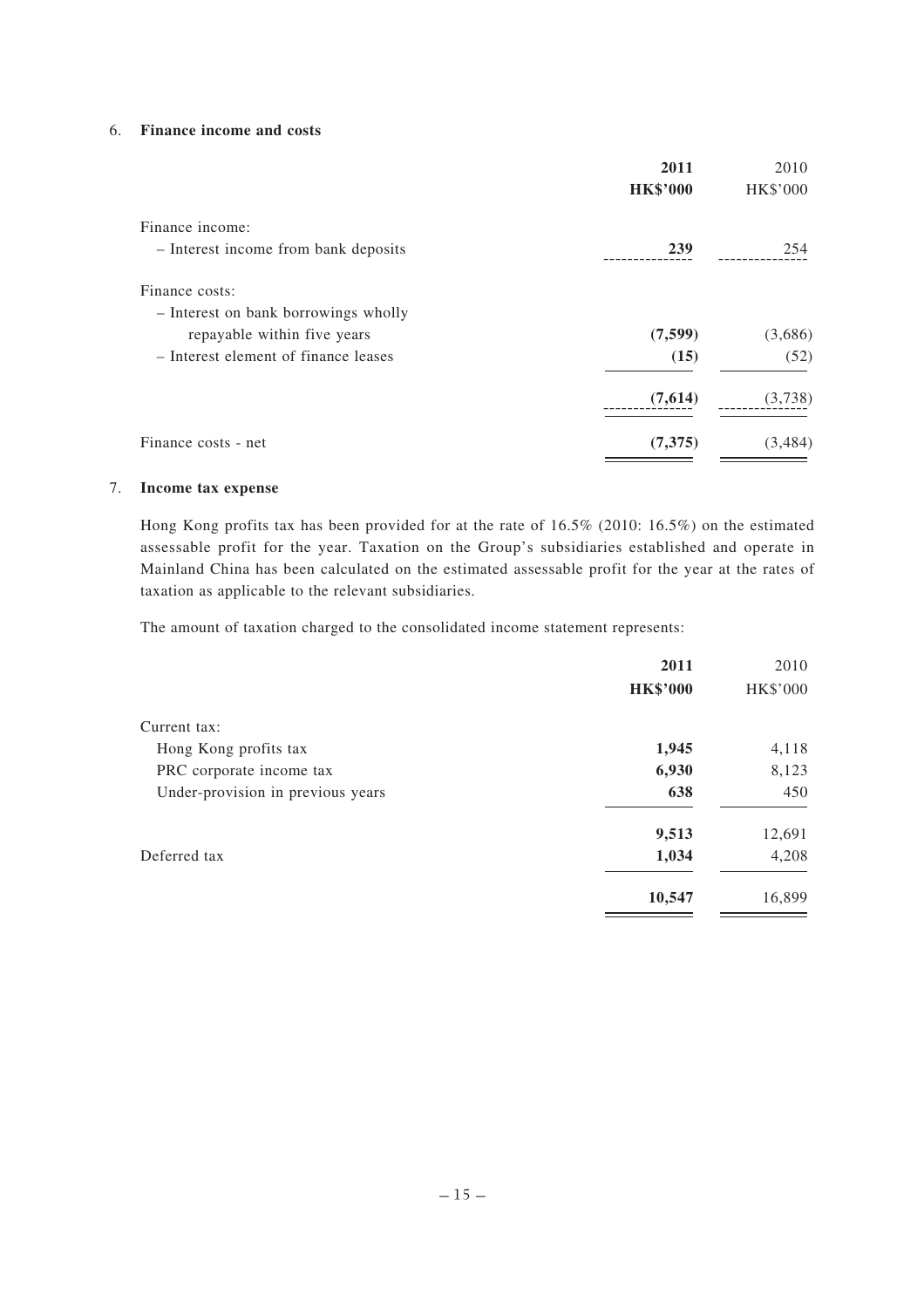## 6. Finance income and costs

| | **2011** | 2010 |
|---|---|---|
| | **HK$'000** | HK$'000 |
| Finance income: | | |
| – Interest income from bank deposits | **239** | 254 |
| Finance costs: | | |
| – Interest on bank borrowings wholly repayable within five years | **(7,599)** | (3,686) |
| – Interest element of finance leases | **(15)** | (52) |
| | **(7,614)** | (3,738) |
| Finance costs - net | **(7,375)** | (3,484) |

## 7. Income tax expense

Hong Kong profits tax has been provided for at the rate of 16.5% (2010: 16.5%) on the estimated assessable profit for the year. Taxation on the Group's subsidiaries established and operate in Mainland China has been calculated on the estimated assessable profit for the year at the rates of taxation as applicable to the relevant subsidiaries.

The amount of taxation charged to the consolidated income statement represents:

| | **2011** | 2010 |
|---|---|---|
| | **HK$'000** | HK$'000 |
| Current tax: | | |
| Hong Kong profits tax | **1,945** | 4,118 |
| PRC corporate income tax | **6,930** | 8,123 |
| Under-provision in previous years | **638** | 450 |
| | **9,513** | 12,691 |
| Deferred tax | **1,034** | 4,208 |
| | **10,547** | 16,899 |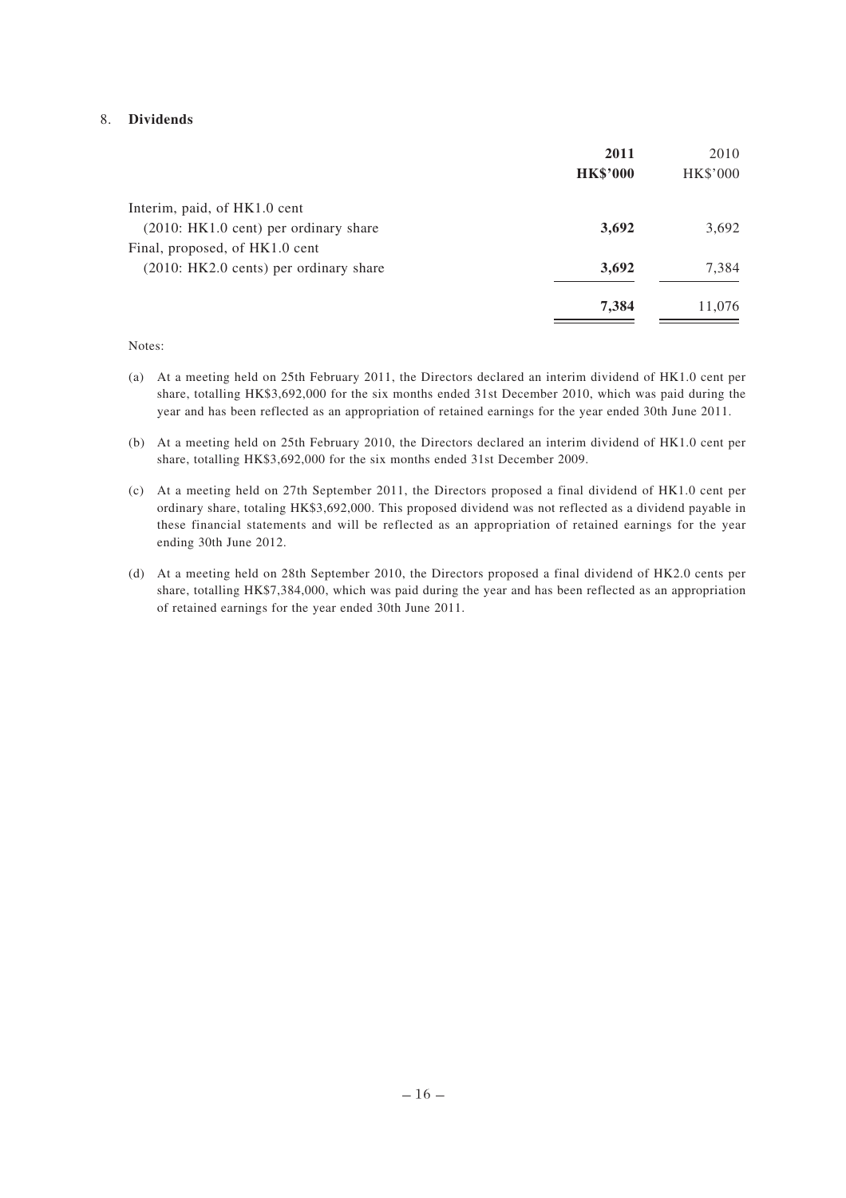## 8. Dividends

| | **2011** | 2010 |
|---|---|---|
| | **HK$'000** | HK$'000 |
| Interim, paid, of HK1.0 cent (2010: HK1.0 cent) per ordinary share | **3,692** | 3,692 |
| Final, proposed, of HK1.0 cent (2010: HK2.0 cents) per ordinary share | **3,692** | 7,384 |
| | **7,384** | 11,076 |

Notes:

(a) At a meeting held on 25th February 2011, the Directors declared an interim dividend of HK1.0 cent per share, totalling HK$3,692,000 for the six months ended 31st December 2010, which was paid during the year and has been reflected as an appropriation of retained earnings for the year ended 30th June 2011.

(b) At a meeting held on 25th February 2010, the Directors declared an interim dividend of HK1.0 cent per share, totalling HK$3,692,000 for the six months ended 31st December 2009.

(c) At a meeting held on 27th September 2011, the Directors proposed a final dividend of HK1.0 cent per ordinary share, totaling HK$3,692,000. This proposed dividend was not reflected as a dividend payable in these financial statements and will be reflected as an appropriation of retained earnings for the year ending 30th June 2012.

(d) At a meeting held on 28th September 2010, the Directors proposed a final dividend of HK2.0 cents per share, totalling HK$7,384,000, which was paid during the year and has been reflected as an appropriation of retained earnings for the year ended 30th June 2011.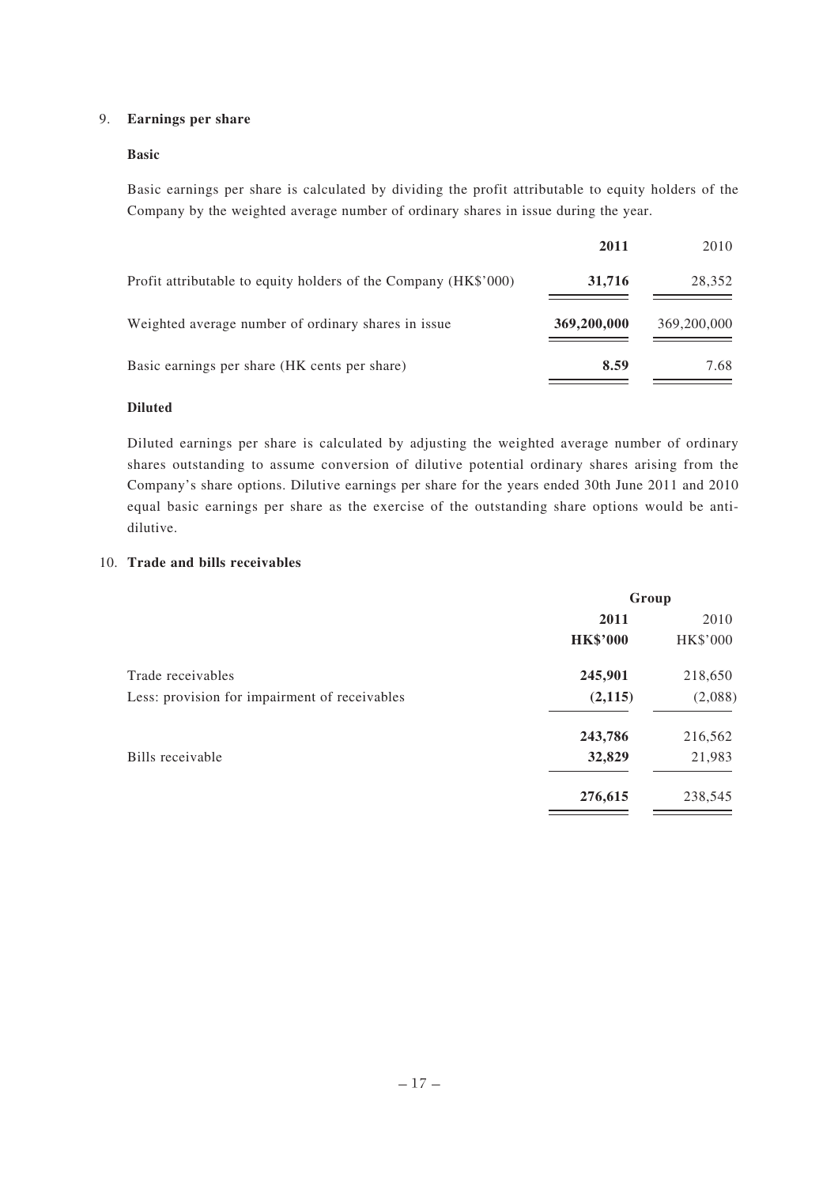## 9. Earnings per share

**Basic**

Basic earnings per share is calculated by dividing the profit attributable to equity holders of the Company by the weighted average number of ordinary shares in issue during the year.

| | **2011** | 2010 |
|---|---|---|
| Profit attributable to equity holders of the Company (HK$'000) | **31,716** | 28,352 |
| Weighted average number of ordinary shares in issue | **369,200,000** | 369,200,000 |
| Basic earnings per share (HK cents per share) | **8.59** | 7.68 |

**Diluted**

Diluted earnings per share is calculated by adjusting the weighted average number of ordinary shares outstanding to assume conversion of dilutive potential ordinary shares arising from the Company's share options. Dilutive earnings per share for the years ended 30th June 2011 and 2010 equal basic earnings per share as the exercise of the outstanding share options would be anti-dilutive.

## 10. Trade and bills receivables

| | **Group** | |
|---|---|---|
| | **2011** | 2010 |
| | **HK$'000** | HK$'000 |
| Trade receivables | **245,901** | 218,650 |
| Less: provision for impairment of receivables | **(2,115)** | (2,088) |
| | **243,786** | 216,562 |
| Bills receivable | **32,829** | 21,983 |
| | **276,615** | 238,545 |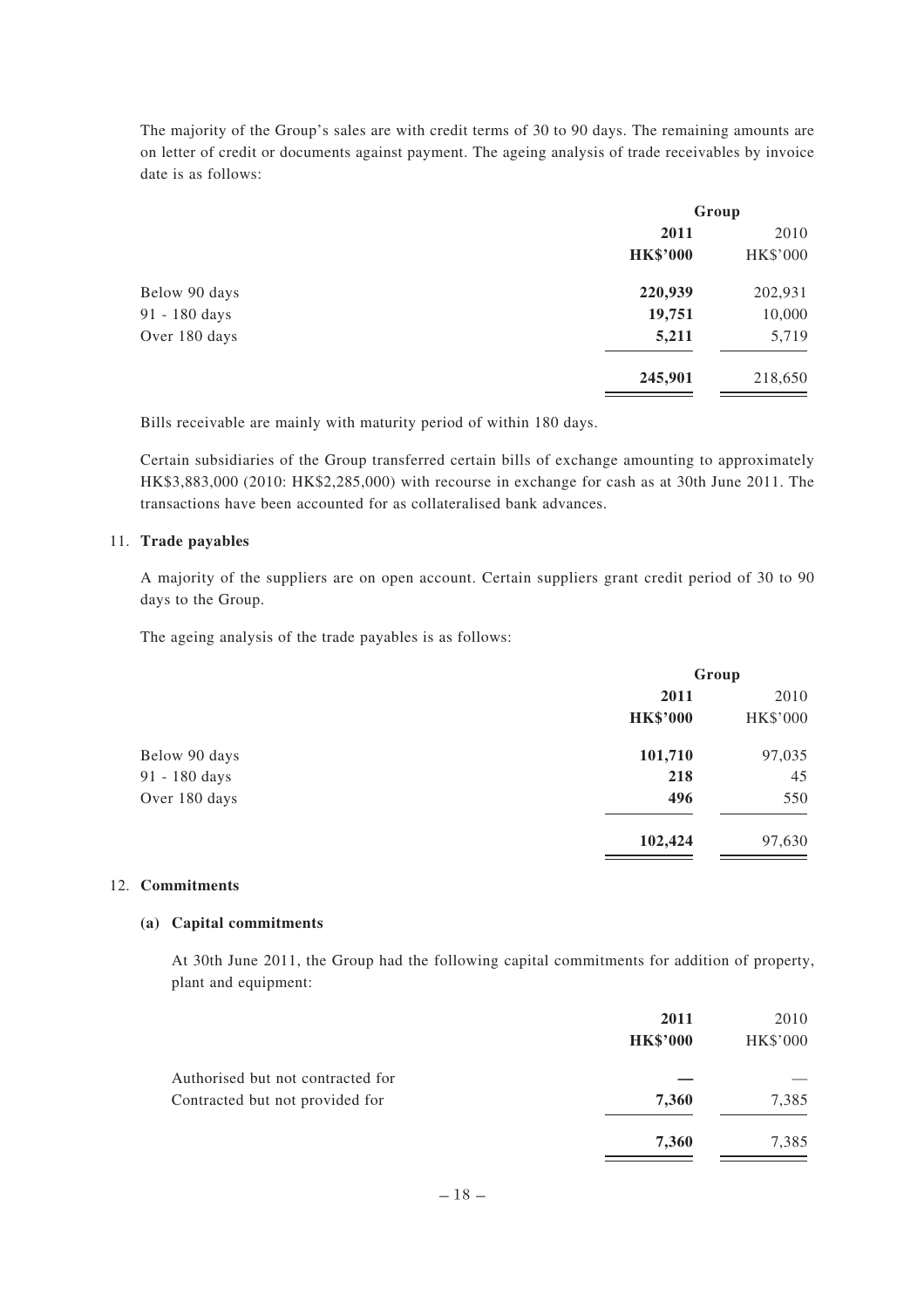The majority of the Group's sales are with credit terms of 30 to 90 days. The remaining amounts are on letter of credit or documents against payment. The ageing analysis of trade receivables by invoice date is as follows:

| | Group | |
|---|---|---|
| | **2011** | 2010 |
| | **HK$'000** | HK$'000 |
| Below 90 days | **220,939** | 202,931 |
| 91 - 180 days | **19,751** | 10,000 |
| Over 180 days | **5,211** | 5,719 |
| | **245,901** | 218,650 |

Bills receivable are mainly with maturity period of within 180 days.

Certain subsidiaries of the Group transferred certain bills of exchange amounting to approximately HK$3,883,000 (2010: HK$2,285,000) with recourse in exchange for cash as at 30th June 2011. The transactions have been accounted for as collateralised bank advances.

## 11. Trade payables

A majority of the suppliers are on open account. Certain suppliers grant credit period of 30 to 90 days to the Group.

The ageing analysis of the trade payables is as follows:

| | Group | |
|---|---|---|
| | **2011** | 2010 |
| | **HK$'000** | HK$'000 |
| Below 90 days | **101,710** | 97,035 |
| 91 - 180 days | **218** | 45 |
| Over 180 days | **496** | 550 |
| | **102,424** | 97,630 |

## 12. Commitments

### (a) Capital commitments

At 30th June 2011, the Group had the following capital commitments for addition of property, plant and equipment:

| | **2011** | 2010 |
|---|---|---|
| | **HK$'000** | HK$'000 |
| Authorised but not contracted for | **—** | — |
| Contracted but not provided for | **7,360** | 7,385 |
| | **7,360** | 7,385 |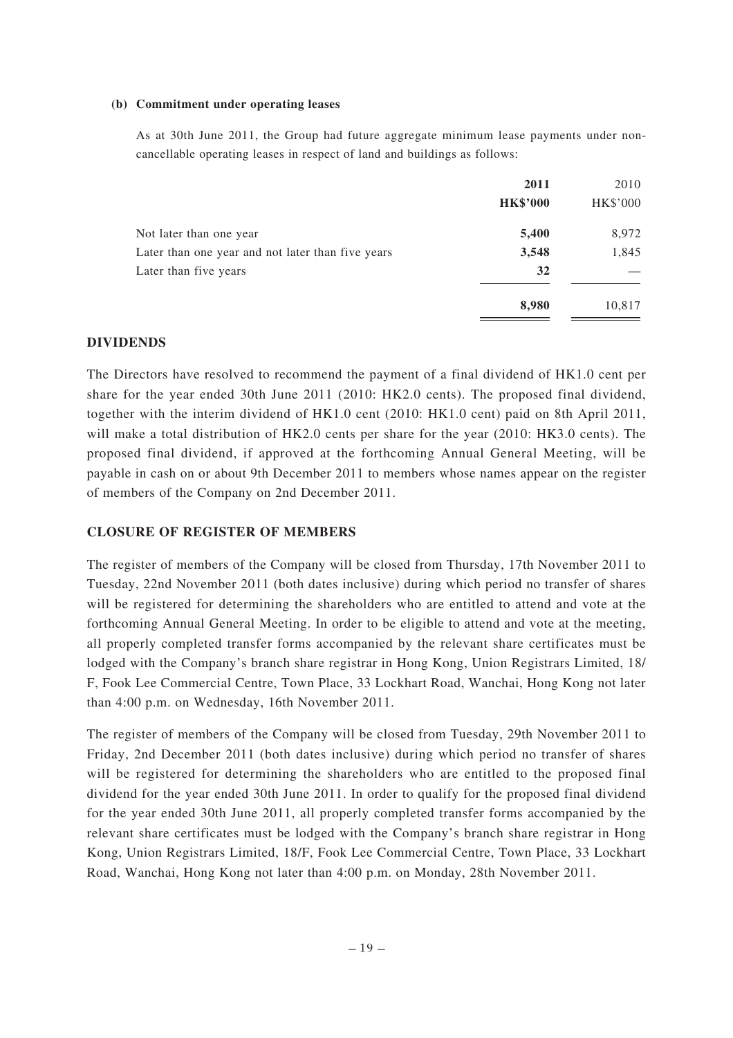**(b) Commitment under operating leases**

As at 30th June 2011, the Group had future aggregate minimum lease payments under non-cancellable operating leases in respect of land and buildings as follows:

| | **2011** | 2010 |
|---|---|---|
| | **HK$'000** | HK$'000 |
| Not later than one year | **5,400** | 8,972 |
| Later than one year and not later than five years | **3,548** | 1,845 |
| Later than five years | **32** | — |
| | **8,980** | 10,817 |

## DIVIDENDS

The Directors have resolved to recommend the payment of a final dividend of HK1.0 cent per share for the year ended 30th June 2011 (2010: HK2.0 cents). The proposed final dividend, together with the interim dividend of HK1.0 cent (2010: HK1.0 cent) paid on 8th April 2011, will make a total distribution of HK2.0 cents per share for the year (2010: HK3.0 cents). The proposed final dividend, if approved at the forthcoming Annual General Meeting, will be payable in cash on or about 9th December 2011 to members whose names appear on the register of members of the Company on 2nd December 2011.

## CLOSURE OF REGISTER OF MEMBERS

The register of members of the Company will be closed from Thursday, 17th November 2011 to Tuesday, 22nd November 2011 (both dates inclusive) during which period no transfer of shares will be registered for determining the shareholders who are entitled to attend and vote at the forthcoming Annual General Meeting. In order to be eligible to attend and vote at the meeting, all properly completed transfer forms accompanied by the relevant share certificates must be lodged with the Company's branch share registrar in Hong Kong, Union Registrars Limited, 18/F, Fook Lee Commercial Centre, Town Place, 33 Lockhart Road, Wanchai, Hong Kong not later than 4:00 p.m. on Wednesday, 16th November 2011.

The register of members of the Company will be closed from Tuesday, 29th November 2011 to Friday, 2nd December 2011 (both dates inclusive) during which period no transfer of shares will be registered for determining the shareholders who are entitled to the proposed final dividend for the year ended 30th June 2011. In order to qualify for the proposed final dividend for the year ended 30th June 2011, all properly completed transfer forms accompanied by the relevant share certificates must be lodged with the Company's branch share registrar in Hong Kong, Union Registrars Limited, 18/F, Fook Lee Commercial Centre, Town Place, 33 Lockhart Road, Wanchai, Hong Kong not later than 4:00 p.m. on Monday, 28th November 2011.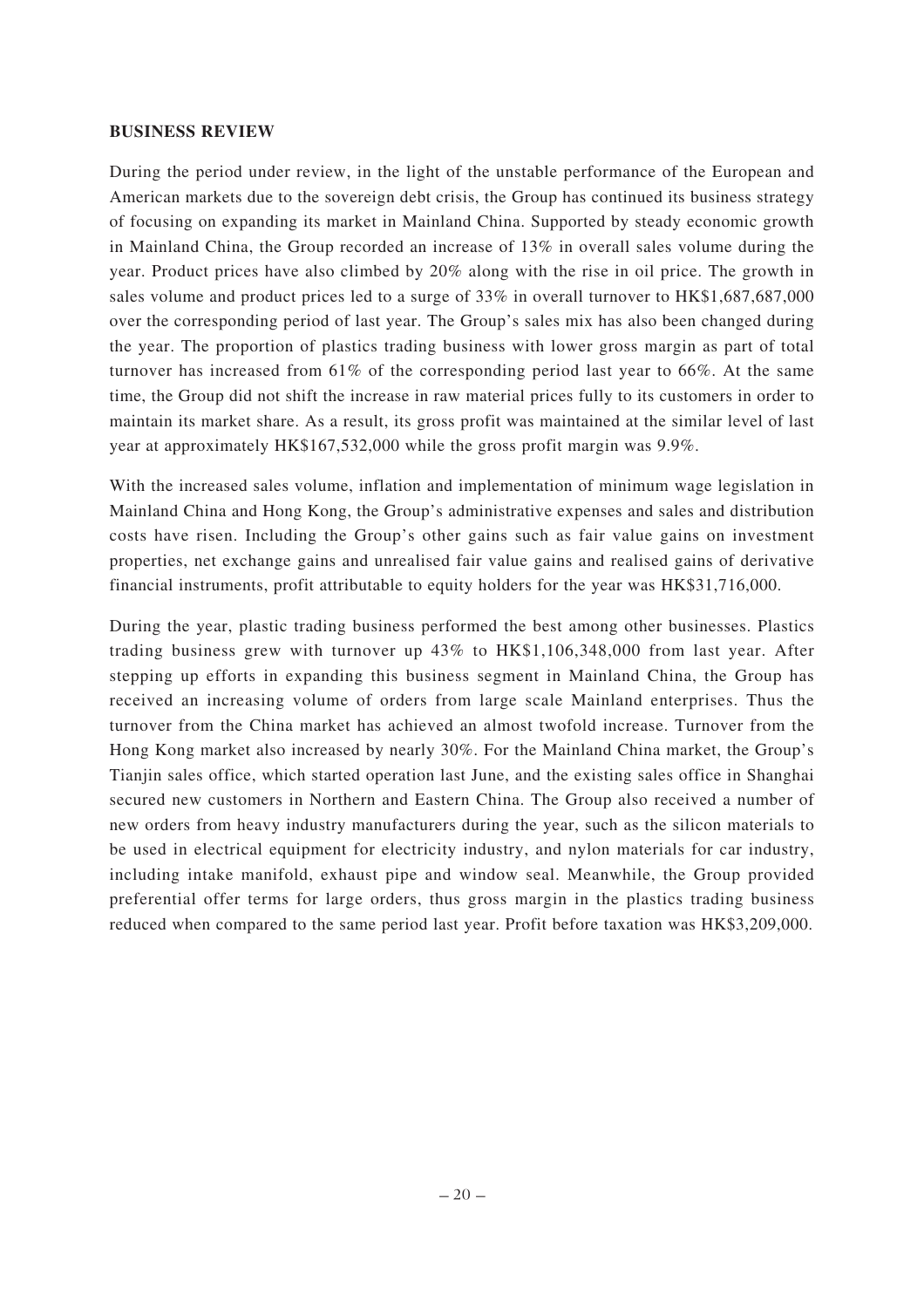**BUSINESS REVIEW**

During the period under review, in the light of the unstable performance of the European and American markets due to the sovereign debt crisis, the Group has continued its business strategy of focusing on expanding its market in Mainland China. Supported by steady economic growth in Mainland China, the Group recorded an increase of 13% in overall sales volume during the year. Product prices have also climbed by 20% along with the rise in oil price. The growth in sales volume and product prices led to a surge of 33% in overall turnover to HK$1,687,687,000 over the corresponding period of last year. The Group's sales mix has also been changed during the year. The proportion of plastics trading business with lower gross margin as part of total turnover has increased from 61% of the corresponding period last year to 66%. At the same time, the Group did not shift the increase in raw material prices fully to its customers in order to maintain its market share. As a result, its gross profit was maintained at the similar level of last year at approximately HK$167,532,000 while the gross profit margin was 9.9%.

With the increased sales volume, inflation and implementation of minimum wage legislation in Mainland China and Hong Kong, the Group's administrative expenses and sales and distribution costs have risen. Including the Group's other gains such as fair value gains on investment properties, net exchange gains and unrealised fair value gains and realised gains of derivative financial instruments, profit attributable to equity holders for the year was HK$31,716,000.

During the year, plastic trading business performed the best among other businesses. Plastics trading business grew with turnover up 43% to HK$1,106,348,000 from last year. After stepping up efforts in expanding this business segment in Mainland China, the Group has received an increasing volume of orders from large scale Mainland enterprises. Thus the turnover from the China market has achieved an almost twofold increase. Turnover from the Hong Kong market also increased by nearly 30%. For the Mainland China market, the Group's Tianjin sales office, which started operation last June, and the existing sales office in Shanghai secured new customers in Northern and Eastern China. The Group also received a number of new orders from heavy industry manufacturers during the year, such as the silicon materials to be used in electrical equipment for electricity industry, and nylon materials for car industry, including intake manifold, exhaust pipe and window seal. Meanwhile, the Group provided preferential offer terms for large orders, thus gross margin in the plastics trading business reduced when compared to the same period last year. Profit before taxation was HK$3,209,000.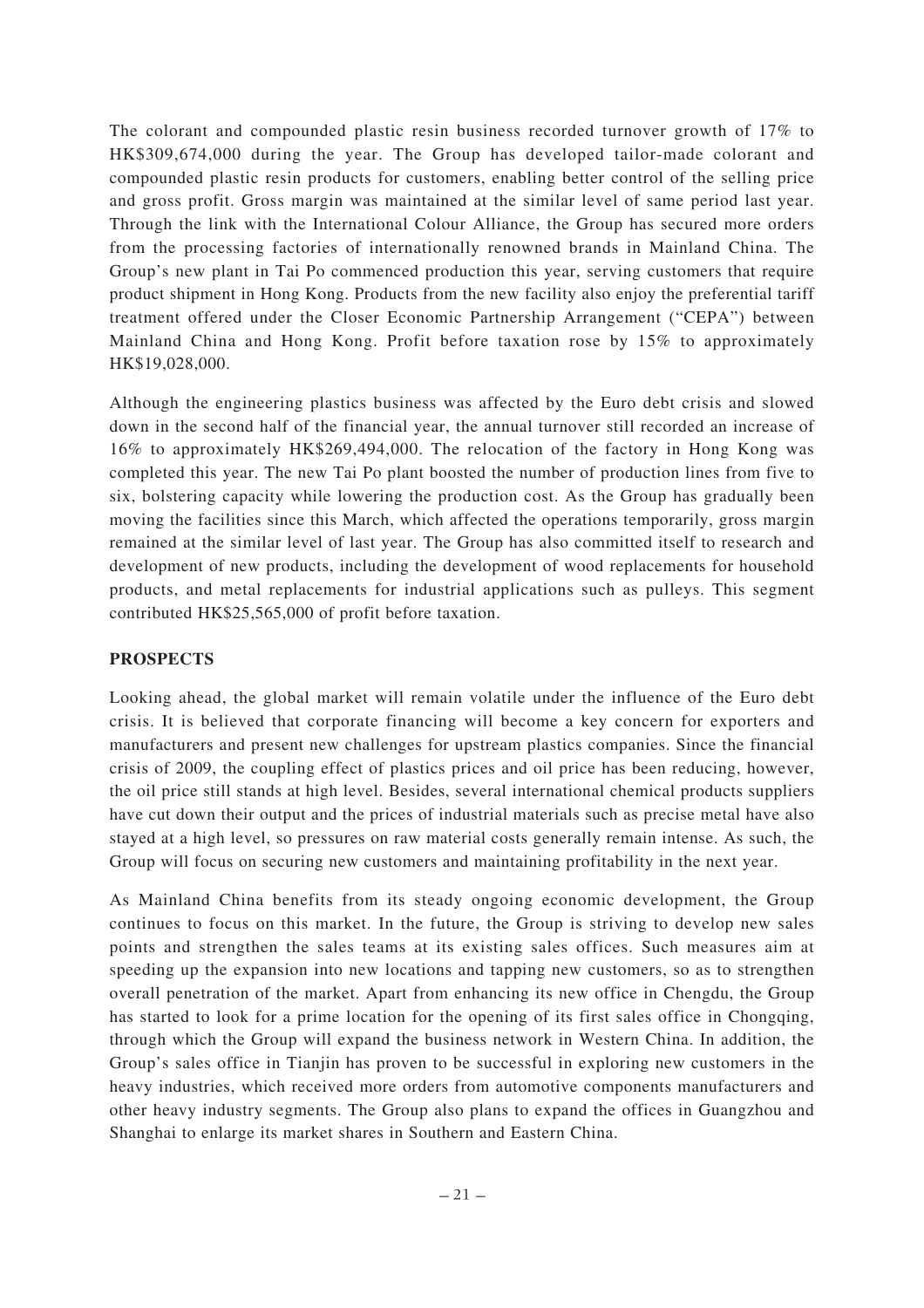The colorant and compounded plastic resin business recorded turnover growth of 17% to HK$309,674,000 during the year. The Group has developed tailor-made colorant and compounded plastic resin products for customers, enabling better control of the selling price and gross profit. Gross margin was maintained at the similar level of same period last year. Through the link with the International Colour Alliance, the Group has secured more orders from the processing factories of internationally renowned brands in Mainland China. The Group's new plant in Tai Po commenced production this year, serving customers that require product shipment in Hong Kong. Products from the new facility also enjoy the preferential tariff treatment offered under the Closer Economic Partnership Arrangement ("CEPA") between Mainland China and Hong Kong. Profit before taxation rose by 15% to approximately HK$19,028,000.

Although the engineering plastics business was affected by the Euro debt crisis and slowed down in the second half of the financial year, the annual turnover still recorded an increase of 16% to approximately HK$269,494,000. The relocation of the factory in Hong Kong was completed this year. The new Tai Po plant boosted the number of production lines from five to six, bolstering capacity while lowering the production cost. As the Group has gradually been moving the facilities since this March, which affected the operations temporarily, gross margin remained at the similar level of last year. The Group has also committed itself to research and development of new products, including the development of wood replacements for household products, and metal replacements for industrial applications such as pulleys. This segment contributed HK$25,565,000 of profit before taxation.

**PROSPECTS**

Looking ahead, the global market will remain volatile under the influence of the Euro debt crisis. It is believed that corporate financing will become a key concern for exporters and manufacturers and present new challenges for upstream plastics companies. Since the financial crisis of 2009, the coupling effect of plastics prices and oil price has been reducing, however, the oil price still stands at high level. Besides, several international chemical products suppliers have cut down their output and the prices of industrial materials such as precise metal have also stayed at a high level, so pressures on raw material costs generally remain intense. As such, the Group will focus on securing new customers and maintaining profitability in the next year.

As Mainland China benefits from its steady ongoing economic development, the Group continues to focus on this market. In the future, the Group is striving to develop new sales points and strengthen the sales teams at its existing sales offices. Such measures aim at speeding up the expansion into new locations and tapping new customers, so as to strengthen overall penetration of the market. Apart from enhancing its new office in Chengdu, the Group has started to look for a prime location for the opening of its first sales office in Chongqing, through which the Group will expand the business network in Western China. In addition, the Group's sales office in Tianjin has proven to be successful in exploring new customers in the heavy industries, which received more orders from automotive components manufacturers and other heavy industry segments. The Group also plans to expand the offices in Guangzhou and Shanghai to enlarge its market shares in Southern and Eastern China.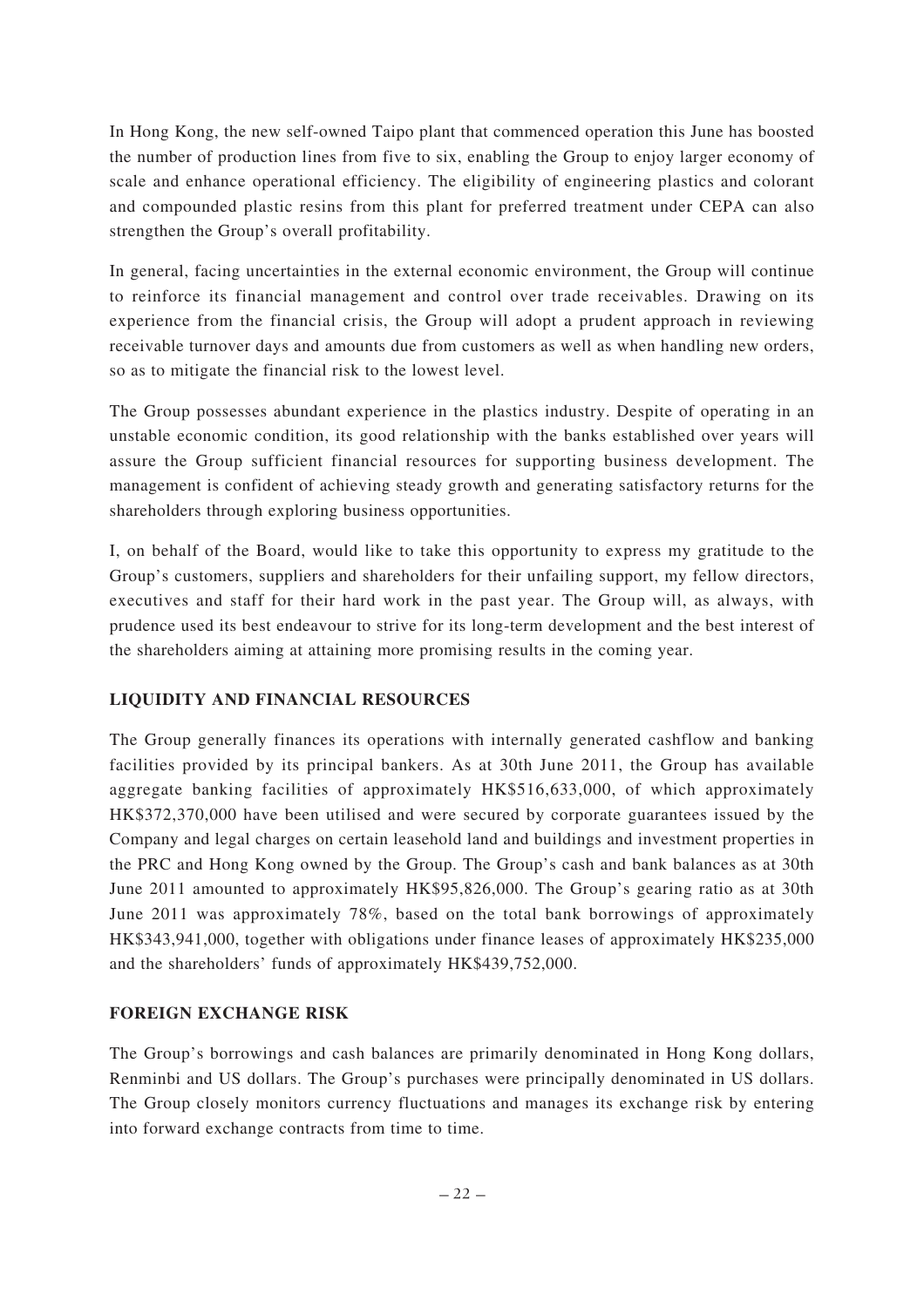In Hong Kong, the new self-owned Taipo plant that commenced operation this June has boosted the number of production lines from five to six, enabling the Group to enjoy larger economy of scale and enhance operational efficiency. The eligibility of engineering plastics and colorant and compounded plastic resins from this plant for preferred treatment under CEPA can also strengthen the Group's overall profitability.

In general, facing uncertainties in the external economic environment, the Group will continue to reinforce its financial management and control over trade receivables. Drawing on its experience from the financial crisis, the Group will adopt a prudent approach in reviewing receivable turnover days and amounts due from customers as well as when handling new orders, so as to mitigate the financial risk to the lowest level.

The Group possesses abundant experience in the plastics industry. Despite of operating in an unstable economic condition, its good relationship with the banks established over years will assure the Group sufficient financial resources for supporting business development. The management is confident of achieving steady growth and generating satisfactory returns for the shareholders through exploring business opportunities.

I, on behalf of the Board, would like to take this opportunity to express my gratitude to the Group's customers, suppliers and shareholders for their unfailing support, my fellow directors, executives and staff for their hard work in the past year. The Group will, as always, with prudence used its best endeavour to strive for its long-term development and the best interest of the shareholders aiming at attaining more promising results in the coming year.

## LIQUIDITY AND FINANCIAL RESOURCES

The Group generally finances its operations with internally generated cashflow and banking facilities provided by its principal bankers. As at 30th June 2011, the Group has available aggregate banking facilities of approximately HK$516,633,000, of which approximately HK$372,370,000 have been utilised and were secured by corporate guarantees issued by the Company and legal charges on certain leasehold land and buildings and investment properties in the PRC and Hong Kong owned by the Group. The Group's cash and bank balances as at 30th June 2011 amounted to approximately HK$95,826,000. The Group's gearing ratio as at 30th June 2011 was approximately 78%, based on the total bank borrowings of approximately HK$343,941,000, together with obligations under finance leases of approximately HK$235,000 and the shareholders' funds of approximately HK$439,752,000.

## FOREIGN EXCHANGE RISK

The Group's borrowings and cash balances are primarily denominated in Hong Kong dollars, Renminbi and US dollars. The Group's purchases were principally denominated in US dollars. The Group closely monitors currency fluctuations and manages its exchange risk by entering into forward exchange contracts from time to time.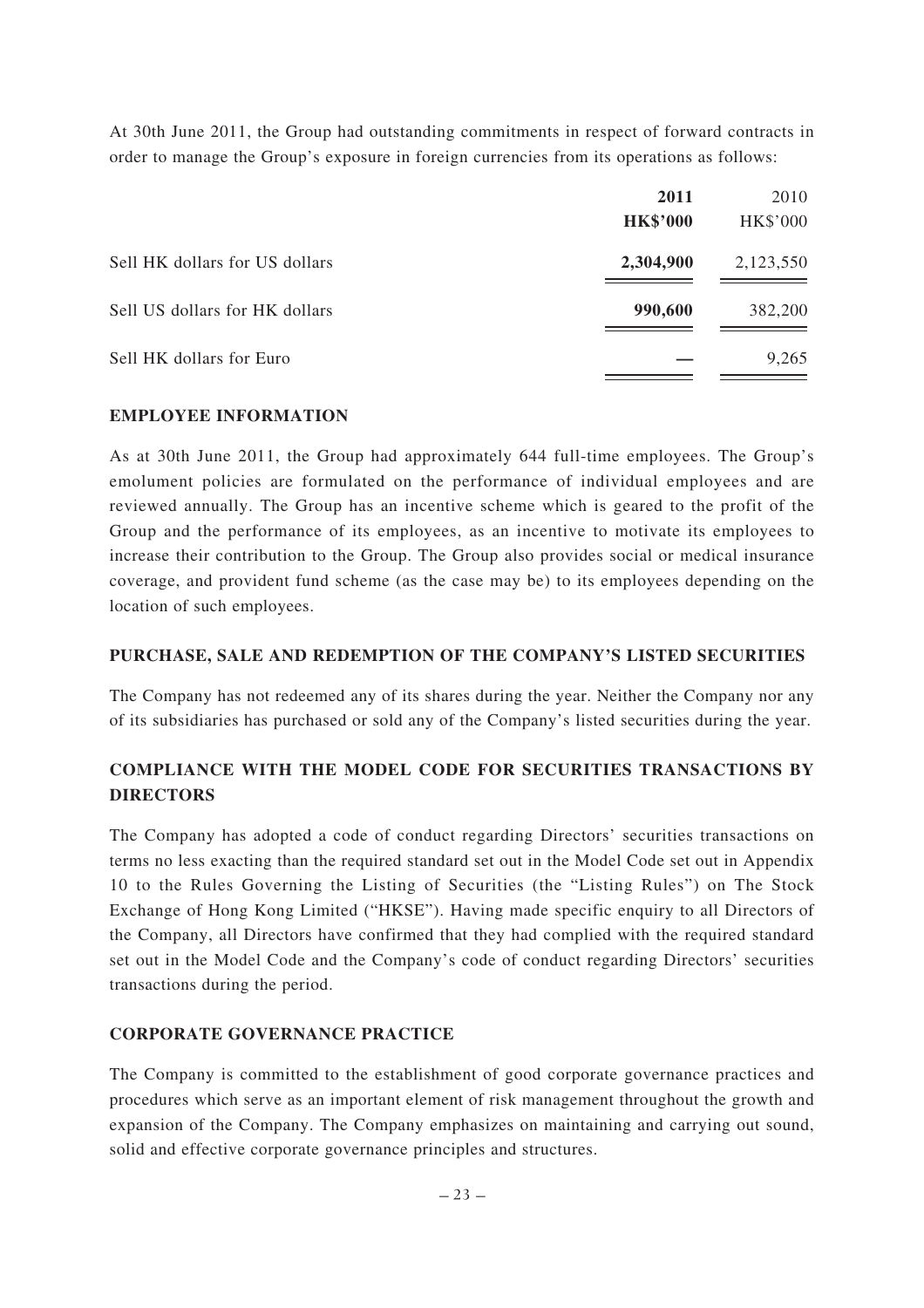At 30th June 2011, the Group had outstanding commitments in respect of forward contracts in order to manage the Group's exposure in foreign currencies from its operations as follows:

| | **2011** | 2010 |
|---|---|---|
| | **HK$'000** | HK$'000 |
| Sell HK dollars for US dollars | **2,304,900** | 2,123,550 |
| Sell US dollars for HK dollars | **990,600** | 382,200 |
| Sell HK dollars for Euro | **—** | 9,265 |

## EMPLOYEE INFORMATION

As at 30th June 2011, the Group had approximately 644 full-time employees. The Group's emolument policies are formulated on the performance of individual employees and are reviewed annually. The Group has an incentive scheme which is geared to the profit of the Group and the performance of its employees, as an incentive to motivate its employees to increase their contribution to the Group. The Group also provides social or medical insurance coverage, and provident fund scheme (as the case may be) to its employees depending on the location of such employees.

## PURCHASE, SALE AND REDEMPTION OF THE COMPANY'S LISTED SECURITIES

The Company has not redeemed any of its shares during the year. Neither the Company nor any of its subsidiaries has purchased or sold any of the Company's listed securities during the year.

## COMPLIANCE WITH THE MODEL CODE FOR SECURITIES TRANSACTIONS BY DIRECTORS

The Company has adopted a code of conduct regarding Directors' securities transactions on terms no less exacting than the required standard set out in the Model Code set out in Appendix 10 to the Rules Governing the Listing of Securities (the "Listing Rules") on The Stock Exchange of Hong Kong Limited ("HKSE"). Having made specific enquiry to all Directors of the Company, all Directors have confirmed that they had complied with the required standard set out in the Model Code and the Company's code of conduct regarding Directors' securities transactions during the period.

## CORPORATE GOVERNANCE PRACTICE

The Company is committed to the establishment of good corporate governance practices and procedures which serve as an important element of risk management throughout the growth and expansion of the Company. The Company emphasizes on maintaining and carrying out sound, solid and effective corporate governance principles and structures.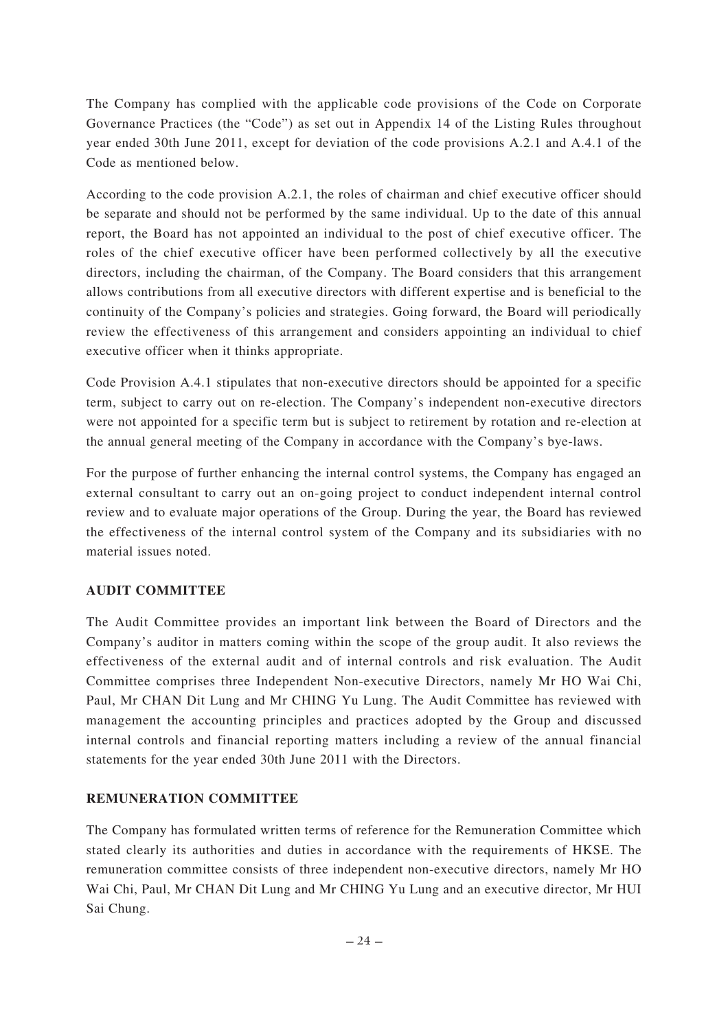The Company has complied with the applicable code provisions of the Code on Corporate Governance Practices (the "Code") as set out in Appendix 14 of the Listing Rules throughout year ended 30th June 2011, except for deviation of the code provisions A.2.1 and A.4.1 of the Code as mentioned below.

According to the code provision A.2.1, the roles of chairman and chief executive officer should be separate and should not be performed by the same individual. Up to the date of this annual report, the Board has not appointed an individual to the post of chief executive officer. The roles of the chief executive officer have been performed collectively by all the executive directors, including the chairman, of the Company. The Board considers that this arrangement allows contributions from all executive directors with different expertise and is beneficial to the continuity of the Company's policies and strategies. Going forward, the Board will periodically review the effectiveness of this arrangement and considers appointing an individual to chief executive officer when it thinks appropriate.

Code Provision A.4.1 stipulates that non-executive directors should be appointed for a specific term, subject to carry out on re-election. The Company's independent non-executive directors were not appointed for a specific term but is subject to retirement by rotation and re-election at the annual general meeting of the Company in accordance with the Company's bye-laws.

For the purpose of further enhancing the internal control systems, the Company has engaged an external consultant to carry out an on-going project to conduct independent internal control review and to evaluate major operations of the Group. During the year, the Board has reviewed the effectiveness of the internal control system of the Company and its subsidiaries with no material issues noted.

## AUDIT COMMITTEE

The Audit Committee provides an important link between the Board of Directors and the Company's auditor in matters coming within the scope of the group audit. It also reviews the effectiveness of the external audit and of internal controls and risk evaluation. The Audit Committee comprises three Independent Non-executive Directors, namely Mr HO Wai Chi, Paul, Mr CHAN Dit Lung and Mr CHING Yu Lung. The Audit Committee has reviewed with management the accounting principles and practices adopted by the Group and discussed internal controls and financial reporting matters including a review of the annual financial statements for the year ended 30th June 2011 with the Directors.

## REMUNERATION COMMITTEE

The Company has formulated written terms of reference for the Remuneration Committee which stated clearly its authorities and duties in accordance with the requirements of HKSE. The remuneration committee consists of three independent non-executive directors, namely Mr HO Wai Chi, Paul, Mr CHAN Dit Lung and Mr CHING Yu Lung and an executive director, Mr HUI Sai Chung.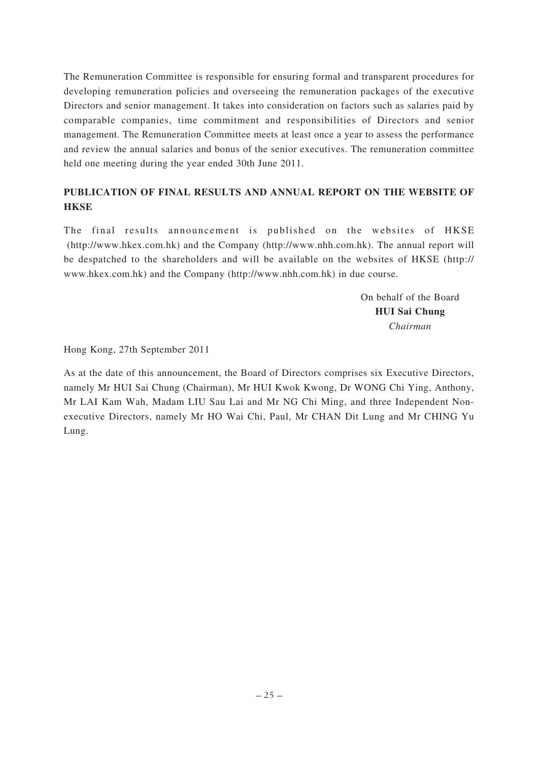The Remuneration Committee is responsible for ensuring formal and transparent procedures for developing remuneration policies and overseeing the remuneration packages of the executive Directors and senior management. It takes into consideration on factors such as salaries paid by comparable companies, time commitment and responsibilities of Directors and senior management. The Remuneration Committee meets at least once a year to assess the performance and review the annual salaries and bonus of the senior executives. The remuneration committee held one meeting during the year ended 30th June 2011.

## PUBLICATION OF FINAL RESULTS AND ANNUAL REPORT ON THE WEBSITE OF HKSE

The final results announcement is published on the websites of HKSE (http://www.hkex.com.hk) and the Company (http://www.nhh.com.hk). The annual report will be despatched to the shareholders and will be available on the websites of HKSE (http://www.hkex.com.hk) and the Company (http://www.nhh.com.hk) in due course.

On behalf of the Board
**HUI Sai Chung**
*Chairman*

Hong Kong, 27th September 2011

As at the date of this announcement, the Board of Directors comprises six Executive Directors, namely Mr HUI Sai Chung (Chairman), Mr HUI Kwok Kwong, Dr WONG Chi Ying, Anthony, Mr LAI Kam Wah, Madam LIU Sau Lai and Mr NG Chi Ming, and three Independent Non-executive Directors, namely Mr HO Wai Chi, Paul, Mr CHAN Dit Lung and Mr CHING Yu Lung.